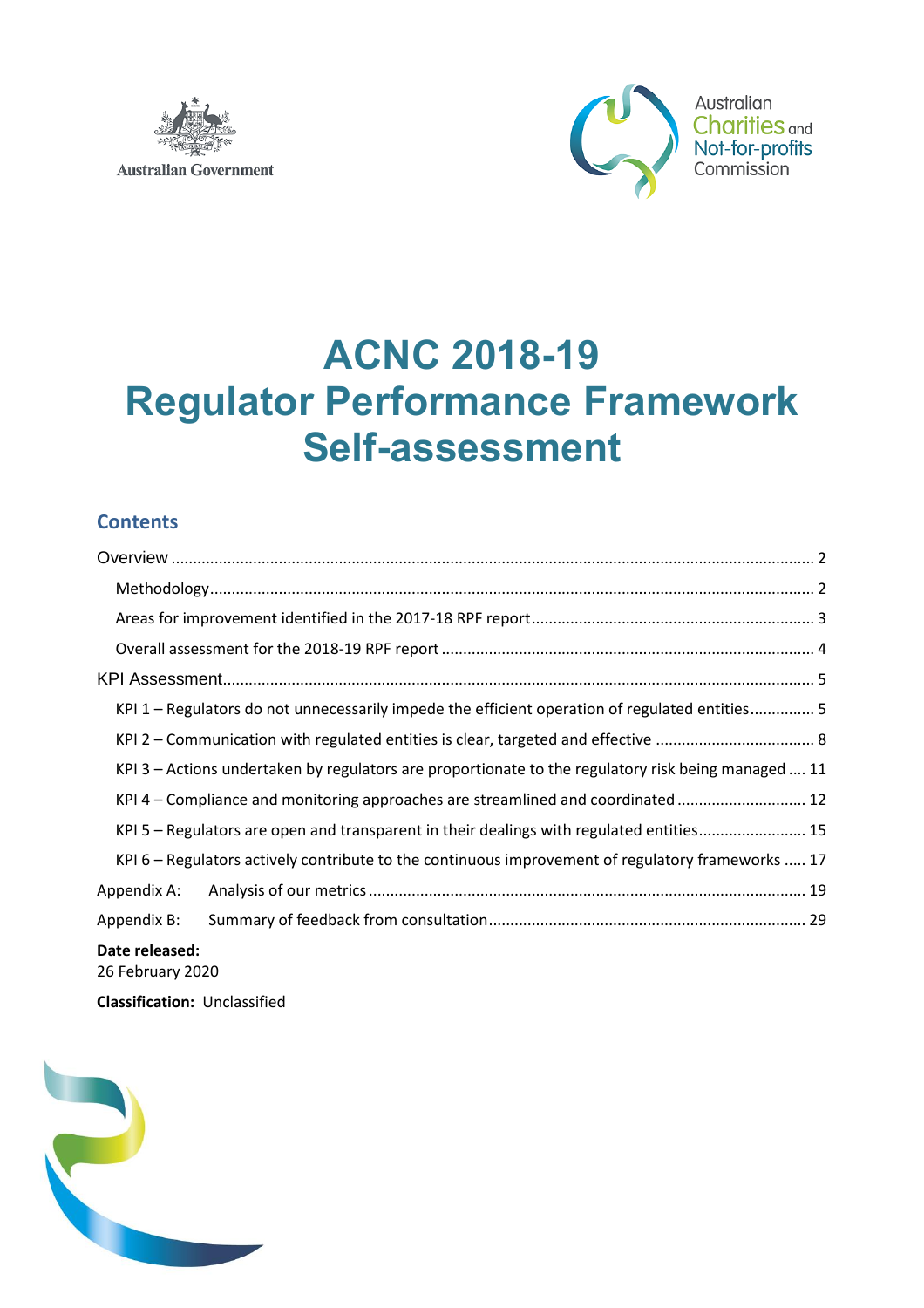Australian Government

Australian Charities and Not-for-profits Commission

# ACNC 2018-19 Regulator Performance Framework Self-assessment

## Contents

Overview ..... 2

- Methodology ..... 2
- Areas for improvement identified in the 2017-18 RPF report ..... 3
- Overall assessment for the 2018-19 RPF report ..... 4

KPI Assessment ..... 5

- KPI 1 – Regulators do not unnecessarily impede the efficient operation of regulated entities ..... 5
- KPI 2 – Communication with regulated entities is clear, targeted and effective ..... 8
- KPI 3 – Actions undertaken by regulators are proportionate to the regulatory risk being managed ..... 11
- KPI 4 – Compliance and monitoring approaches are streamlined and coordinated ..... 12
- KPI 5 – Regulators are open and transparent in their dealings with regulated entities ..... 15
- KPI 6 – Regulators actively contribute to the continuous improvement of regulatory frameworks ..... 17

Appendix A: Analysis of our metrics ..... 19

Appendix B: Summary of feedback from consultation ..... 29

**Date released:**
26 February 2020

**Classification:** Unclassified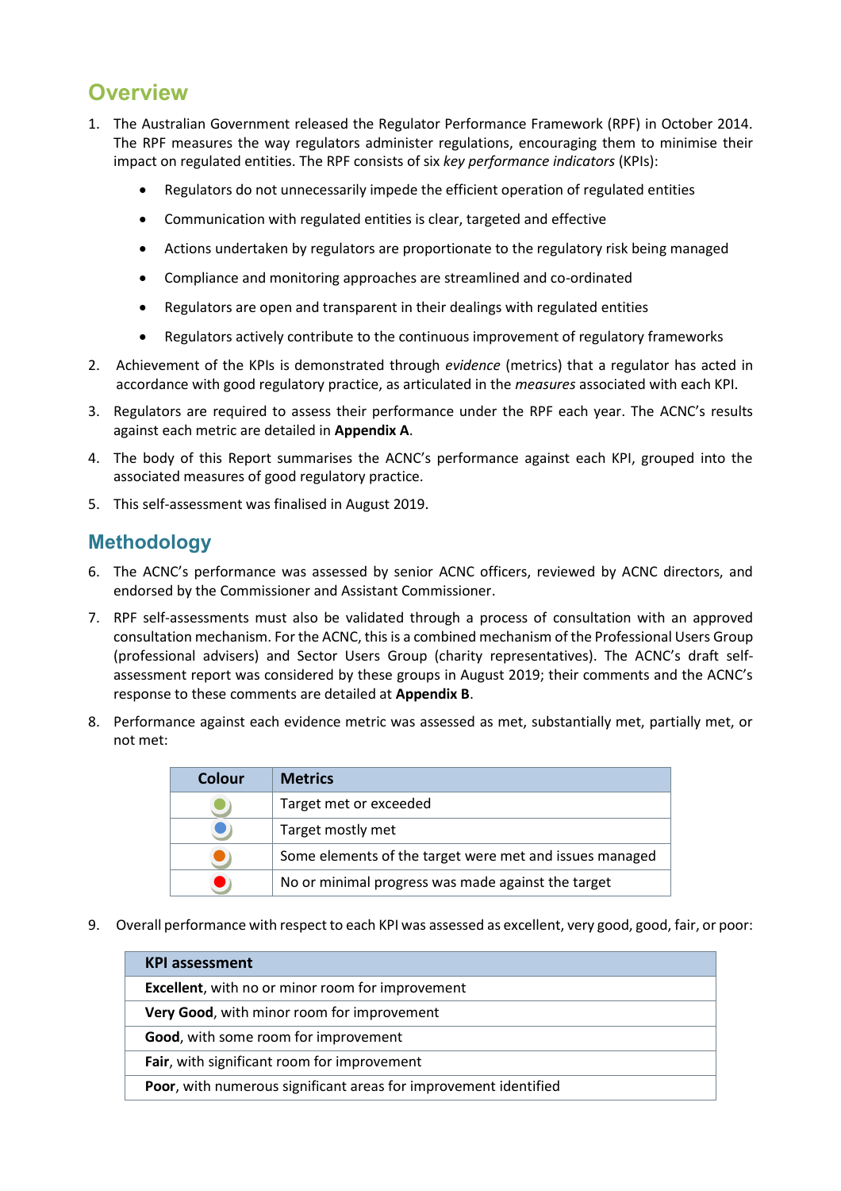## Overview

1. The Australian Government released the Regulator Performance Framework (RPF) in October 2014. The RPF measures the way regulators administer regulations, encouraging them to minimise their impact on regulated entities. The RPF consists of six *key performance indicators* (KPIs):

    - Regulators do not unnecessarily impede the efficient operation of regulated entities
    - Communication with regulated entities is clear, targeted and effective
    - Actions undertaken by regulators are proportionate to the regulatory risk being managed
    - Compliance and monitoring approaches are streamlined and co-ordinated
    - Regulators are open and transparent in their dealings with regulated entities
    - Regulators actively contribute to the continuous improvement of regulatory frameworks

2. Achievement of the KPIs is demonstrated through *evidence* (metrics) that a regulator has acted in accordance with good regulatory practice, as articulated in the *measures* associated with each KPI.

3. Regulators are required to assess their performance under the RPF each year. The ACNC's results against each metric are detailed in **Appendix A**.

4. The body of this Report summarises the ACNC's performance against each KPI, grouped into the associated measures of good regulatory practice.

5. This self-assessment was finalised in August 2019.

## Methodology

6. The ACNC's performance was assessed by senior ACNC officers, reviewed by ACNC directors, and endorsed by the Commissioner and Assistant Commissioner.

7. RPF self-assessments must also be validated through a process of consultation with an approved consultation mechanism. For the ACNC, this is a combined mechanism of the Professional Users Group (professional advisers) and Sector Users Group (charity representatives). The ACNC's draft self-assessment report was considered by these groups in August 2019; their comments and the ACNC's response to these comments are detailed at **Appendix B**.

8. Performance against each evidence metric was assessed as met, substantially met, partially met, or not met:

| Colour | Metrics |
|---|---|
| Green | Target met or exceeded |
| Blue | Target mostly met |
| Orange | Some elements of the target were met and issues managed |
| Red | No or minimal progress was made against the target |

9. Overall performance with respect to each KPI was assessed as excellent, very good, good, fair, or poor:

| KPI assessment |
|---|
| **Excellent**, with no or minor room for improvement |
| **Very Good**, with minor room for improvement |
| **Good**, with some room for improvement |
| **Fair**, with significant room for improvement |
| **Poor**, with numerous significant areas for improvement identified |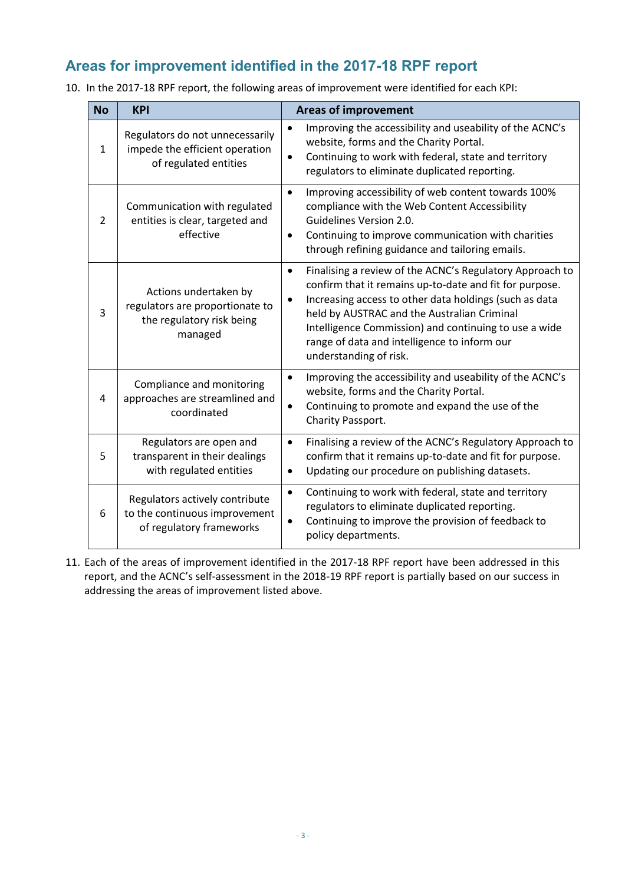## Areas for improvement identified in the 2017-18 RPF report

10. In the 2017-18 RPF report, the following areas of improvement were identified for each KPI:

| No | KPI | Areas of improvement |
|---|---|---|
| 1 | Regulators do not unnecessarily impede the efficient operation of regulated entities | • Improving the accessibility and useability of the ACNC's website, forms and the Charity Portal.<br>• Continuing to work with federal, state and territory regulators to eliminate duplicated reporting. |
| 2 | Communication with regulated entities is clear, targeted and effective | • Improving accessibility of web content towards 100% compliance with the Web Content Accessibility Guidelines Version 2.0.<br>• Continuing to improve communication with charities through refining guidance and tailoring emails. |
| 3 | Actions undertaken by regulators are proportionate to the regulatory risk being managed | • Finalising a review of the ACNC's Regulatory Approach to confirm that it remains up-to-date and fit for purpose.<br>• Increasing access to other data holdings (such as data held by AUSTRAC and the Australian Criminal Intelligence Commission) and continuing to use a wide range of data and intelligence to inform our understanding of risk. |
| 4 | Compliance and monitoring approaches are streamlined and coordinated | • Improving the accessibility and useability of the ACNC's website, forms and the Charity Portal.<br>• Continuing to promote and expand the use of the Charity Passport. |
| 5 | Regulators are open and transparent in their dealings with regulated entities | • Finalising a review of the ACNC's Regulatory Approach to confirm that it remains up-to-date and fit for purpose.<br>• Updating our procedure on publishing datasets. |
| 6 | Regulators actively contribute to the continuous improvement of regulatory frameworks | • Continuing to work with federal, state and territory regulators to eliminate duplicated reporting.<br>• Continuing to improve the provision of feedback to policy departments. |

11. Each of the areas of improvement identified in the 2017-18 RPF report have been addressed in this report, and the ACNC's self-assessment in the 2018-19 RPF report is partially based on our success in addressing the areas of improvement listed above.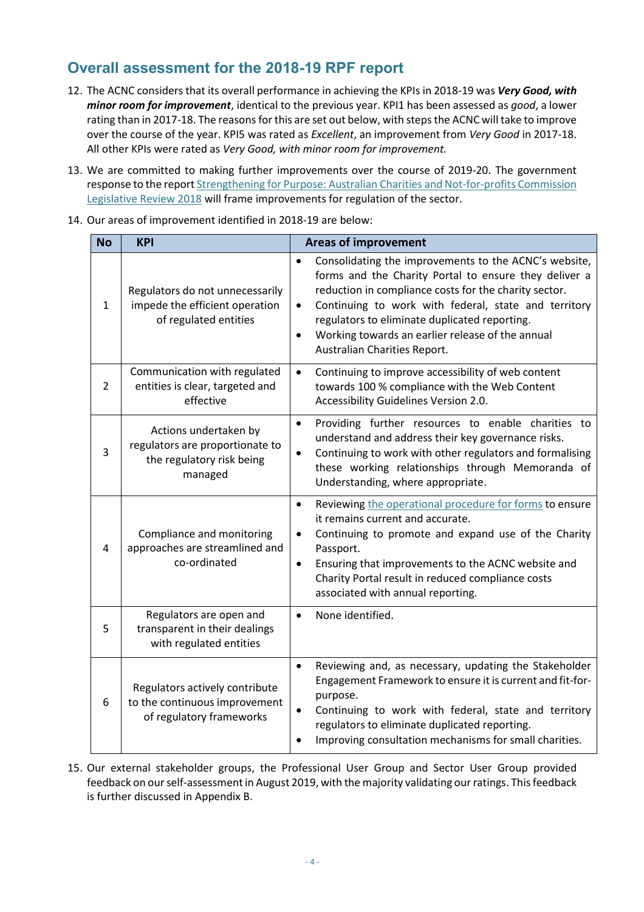## Overall assessment for the 2018-19 RPF report

12. The ACNC considers that its overall performance in achieving the KPIs in 2018-19 was ***Very Good, with minor room for improvement***, identical to the previous year. KPI1 has been assessed as *good*, a lower rating than in 2017-18. The reasons for this are set out below, with steps the ACNC will take to improve over the course of the year. KPI5 was rated as *Excellent*, an improvement from *Very Good* in 2017-18. All other KPIs were rated as *Very Good, with minor room for improvement.*

13. We are committed to making further improvements over the course of 2019-20. The government response to the report Strengthening for Purpose: Australian Charities and Not-for-profits Commission Legislative Review 2018 will frame improvements for regulation of the sector.

14. Our areas of improvement identified in 2018-19 are below:

| No | KPI | Areas of improvement |
|---|---|---|
| 1 | Regulators do not unnecessarily impede the efficient operation of regulated entities | • Consolidating the improvements to the ACNC's website, forms and the Charity Portal to ensure they deliver a reduction in compliance costs for the charity sector.<br>• Continuing to work with federal, state and territory regulators to eliminate duplicated reporting.<br>• Working towards an earlier release of the annual Australian Charities Report. |
| 2 | Communication with regulated entities is clear, targeted and effective | • Continuing to improve accessibility of web content towards 100 % compliance with the Web Content Accessibility Guidelines Version 2.0. |
| 3 | Actions undertaken by regulators are proportionate to the regulatory risk being managed | • Providing further resources to enable charities to understand and address their key governance risks.<br>• Continuing to work with other regulators and formalising these working relationships through Memoranda of Understanding, where appropriate. |
| 4 | Compliance and monitoring approaches are streamlined and co-ordinated | • Reviewing the operational procedure for forms to ensure it remains current and accurate.<br>• Continuing to promote and expand use of the Charity Passport.<br>• Ensuring that improvements to the ACNC website and Charity Portal result in reduced compliance costs associated with annual reporting. |
| 5 | Regulators are open and transparent in their dealings with regulated entities | • None identified. |
| 6 | Regulators actively contribute to the continuous improvement of regulatory frameworks | • Reviewing and, as necessary, updating the Stakeholder Engagement Framework to ensure it is current and fit-for-purpose.<br>• Continuing to work with federal, state and territory regulators to eliminate duplicated reporting.<br>• Improving consultation mechanisms for small charities. |

15. Our external stakeholder groups, the Professional User Group and Sector User Group provided feedback on our self-assessment in August 2019, with the majority validating our ratings. This feedback is further discussed in Appendix B.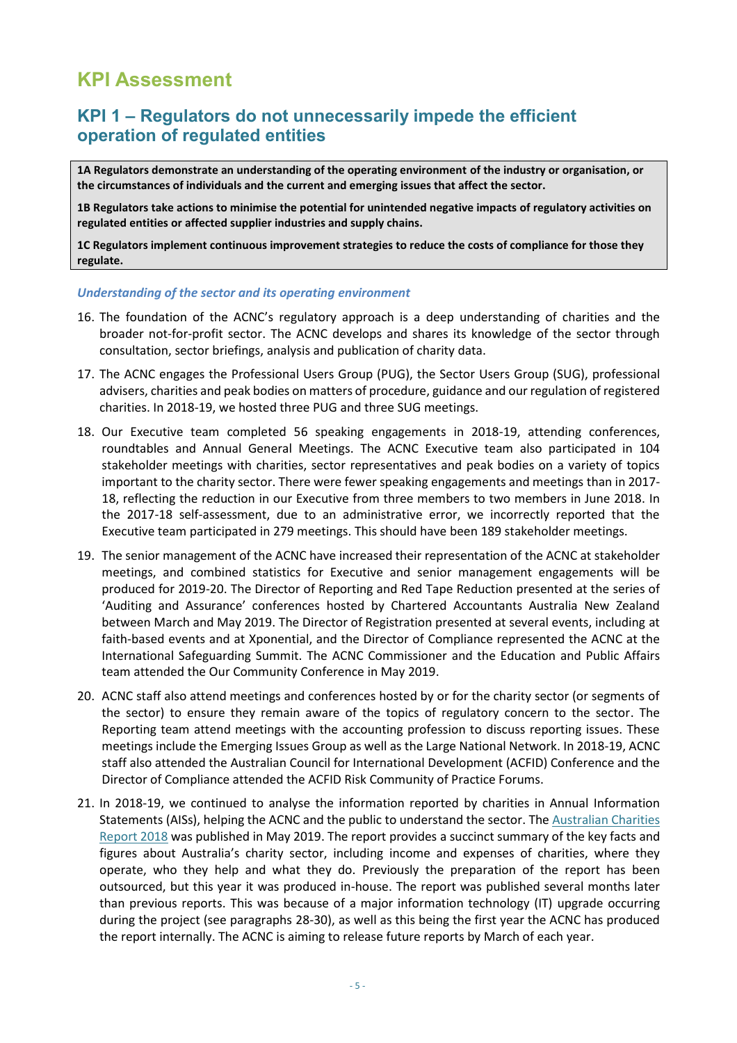# KPI Assessment

## KPI 1 – Regulators do not unnecessarily impede the efficient operation of regulated entities

**1A Regulators demonstrate an understanding of the operating environment of the industry or organisation, or the circumstances of individuals and the current and emerging issues that affect the sector.**

**1B Regulators take actions to minimise the potential for unintended negative impacts of regulatory activities on regulated entities or affected supplier industries and supply chains.**

**1C Regulators implement continuous improvement strategies to reduce the costs of compliance for those they regulate.**

### *Understanding of the sector and its operating environment*

16. The foundation of the ACNC's regulatory approach is a deep understanding of charities and the broader not-for-profit sector. The ACNC develops and shares its knowledge of the sector through consultation, sector briefings, analysis and publication of charity data.

17. The ACNC engages the Professional Users Group (PUG), the Sector Users Group (SUG), professional advisers, charities and peak bodies on matters of procedure, guidance and our regulation of registered charities. In 2018-19, we hosted three PUG and three SUG meetings.

18. Our Executive team completed 56 speaking engagements in 2018-19, attending conferences, roundtables and Annual General Meetings. The ACNC Executive team also participated in 104 stakeholder meetings with charities, sector representatives and peak bodies on a variety of topics important to the charity sector. There were fewer speaking engagements and meetings than in 2017-18, reflecting the reduction in our Executive from three members to two members in June 2018. In the 2017-18 self-assessment, due to an administrative error, we incorrectly reported that the Executive team participated in 279 meetings. This should have been 189 stakeholder meetings.

19. The senior management of the ACNC have increased their representation of the ACNC at stakeholder meetings, and combined statistics for Executive and senior management engagements will be produced for 2019-20. The Director of Reporting and Red Tape Reduction presented at the series of 'Auditing and Assurance' conferences hosted by Chartered Accountants Australia New Zealand between March and May 2019. The Director of Registration presented at several events, including at faith-based events and at Xponential, and the Director of Compliance represented the ACNC at the International Safeguarding Summit. The ACNC Commissioner and the Education and Public Affairs team attended the Our Community Conference in May 2019.

20. ACNC staff also attend meetings and conferences hosted by or for the charity sector (or segments of the sector) to ensure they remain aware of the topics of regulatory concern to the sector. The Reporting team attend meetings with the accounting profession to discuss reporting issues. These meetings include the Emerging Issues Group as well as the Large National Network. In 2018-19, ACNC staff also attended the Australian Council for International Development (ACFID) Conference and the Director of Compliance attended the ACFID Risk Community of Practice Forums.

21. In 2018-19, we continued to analyse the information reported by charities in Annual Information Statements (AISs), helping the ACNC and the public to understand the sector. The Australian Charities Report 2018 was published in May 2019. The report provides a succinct summary of the key facts and figures about Australia's charity sector, including income and expenses of charities, where they operate, who they help and what they do. Previously the preparation of the report has been outsourced, but this year it was produced in-house. The report was published several months later than previous reports. This was because of a major information technology (IT) upgrade occurring during the project (see paragraphs 28-30), as well as this being the first year the ACNC has produced the report internally. The ACNC is aiming to release future reports by March of each year.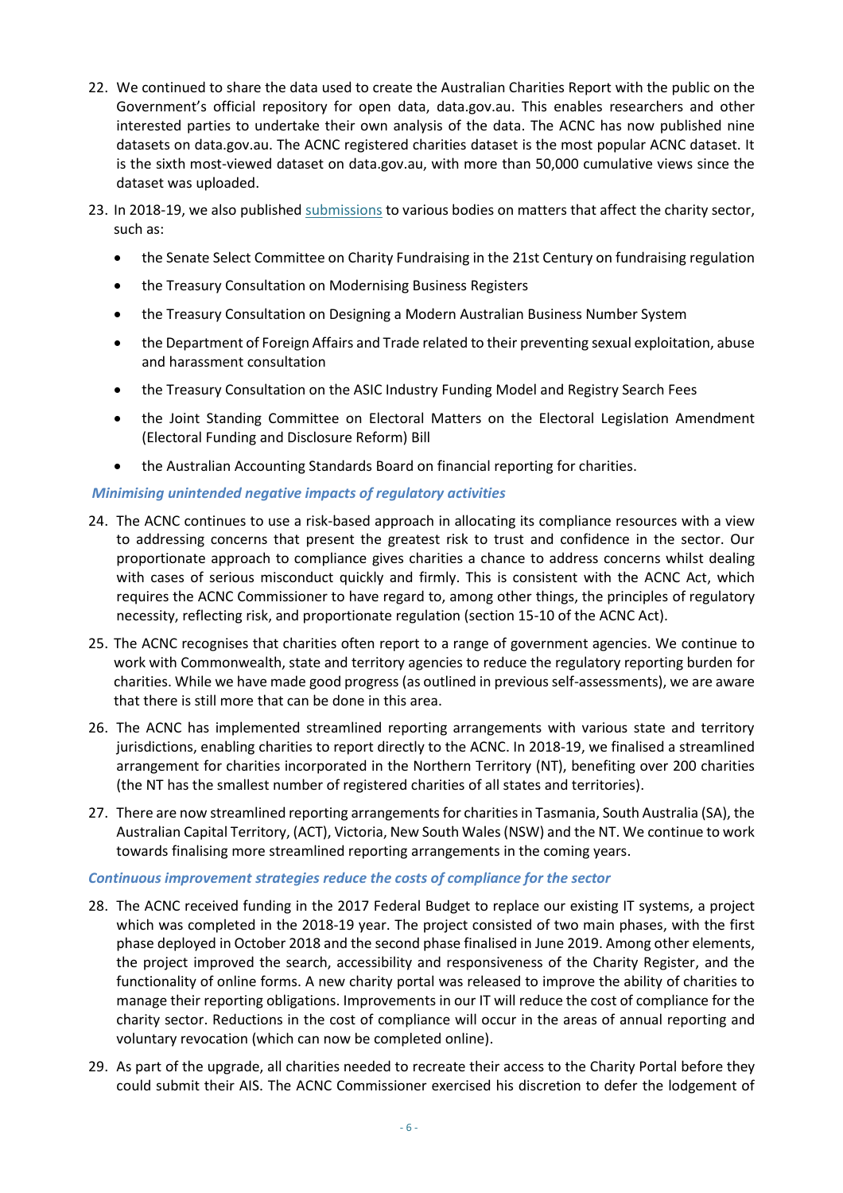22. We continued to share the data used to create the Australian Charities Report with the public on the Government's official repository for open data, data.gov.au. This enables researchers and other interested parties to undertake their own analysis of the data. The ACNC has now published nine datasets on data.gov.au. The ACNC registered charities dataset is the most popular ACNC dataset. It is the sixth most-viewed dataset on data.gov.au, with more than 50,000 cumulative views since the dataset was uploaded.

23. In 2018-19, we also published submissions to various bodies on matters that affect the charity sector, such as:
    - the Senate Select Committee on Charity Fundraising in the 21st Century on fundraising regulation
    - the Treasury Consultation on Modernising Business Registers
    - the Treasury Consultation on Designing a Modern Australian Business Number System
    - the Department of Foreign Affairs and Trade related to their preventing sexual exploitation, abuse and harassment consultation
    - the Treasury Consultation on the ASIC Industry Funding Model and Registry Search Fees
    - the Joint Standing Committee on Electoral Matters on the Electoral Legislation Amendment (Electoral Funding and Disclosure Reform) Bill
    - the Australian Accounting Standards Board on financial reporting for charities.

*Minimising unintended negative impacts of regulatory activities*

24. The ACNC continues to use a risk-based approach in allocating its compliance resources with a view to addressing concerns that present the greatest risk to trust and confidence in the sector. Our proportionate approach to compliance gives charities a chance to address concerns whilst dealing with cases of serious misconduct quickly and firmly. This is consistent with the ACNC Act, which requires the ACNC Commissioner to have regard to, among other things, the principles of regulatory necessity, reflecting risk, and proportionate regulation (section 15-10 of the ACNC Act).

25. The ACNC recognises that charities often report to a range of government agencies. We continue to work with Commonwealth, state and territory agencies to reduce the regulatory reporting burden for charities. While we have made good progress (as outlined in previous self-assessments), we are aware that there is still more that can be done in this area.

26. The ACNC has implemented streamlined reporting arrangements with various state and territory jurisdictions, enabling charities to report directly to the ACNC. In 2018-19, we finalised a streamlined arrangement for charities incorporated in the Northern Territory (NT), benefiting over 200 charities (the NT has the smallest number of registered charities of all states and territories).

27. There are now streamlined reporting arrangements for charities in Tasmania, South Australia (SA), the Australian Capital Territory, (ACT), Victoria, New South Wales (NSW) and the NT. We continue to work towards finalising more streamlined reporting arrangements in the coming years.

*Continuous improvement strategies reduce the costs of compliance for the sector*

28. The ACNC received funding in the 2017 Federal Budget to replace our existing IT systems, a project which was completed in the 2018-19 year. The project consisted of two main phases, with the first phase deployed in October 2018 and the second phase finalised in June 2019. Among other elements, the project improved the search, accessibility and responsiveness of the Charity Register, and the functionality of online forms. A new charity portal was released to improve the ability of charities to manage their reporting obligations. Improvements in our IT will reduce the cost of compliance for the charity sector. Reductions in the cost of compliance will occur in the areas of annual reporting and voluntary revocation (which can now be completed online).

29. As part of the upgrade, all charities needed to recreate their access to the Charity Portal before they could submit their AIS. The ACNC Commissioner exercised his discretion to defer the lodgement of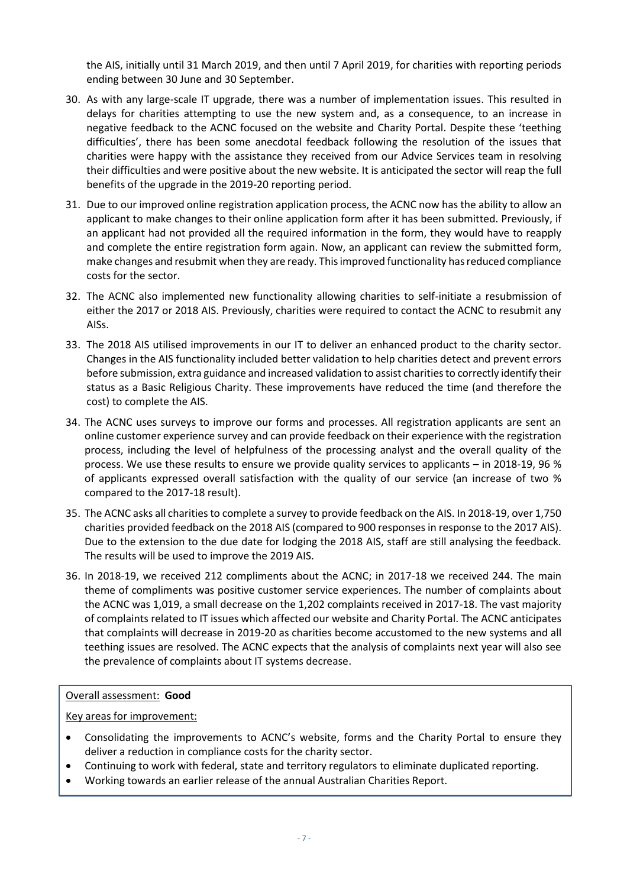the AIS, initially until 31 March 2019, and then until 7 April 2019, for charities with reporting periods ending between 30 June and 30 September.

30. As with any large-scale IT upgrade, there was a number of implementation issues. This resulted in delays for charities attempting to use the new system and, as a consequence, to an increase in negative feedback to the ACNC focused on the website and Charity Portal. Despite these 'teething difficulties', there has been some anecdotal feedback following the resolution of the issues that charities were happy with the assistance they received from our Advice Services team in resolving their difficulties and were positive about the new website. It is anticipated the sector will reap the full benefits of the upgrade in the 2019-20 reporting period.

31. Due to our improved online registration application process, the ACNC now has the ability to allow an applicant to make changes to their online application form after it has been submitted. Previously, if an applicant had not provided all the required information in the form, they would have to reapply and complete the entire registration form again. Now, an applicant can review the submitted form, make changes and resubmit when they are ready. This improved functionality has reduced compliance costs for the sector.

32. The ACNC also implemented new functionality allowing charities to self-initiate a resubmission of either the 2017 or 2018 AIS. Previously, charities were required to contact the ACNC to resubmit any AISs.

33. The 2018 AIS utilised improvements in our IT to deliver an enhanced product to the charity sector. Changes in the AIS functionality included better validation to help charities detect and prevent errors before submission, extra guidance and increased validation to assist charities to correctly identify their status as a Basic Religious Charity. These improvements have reduced the time (and therefore the cost) to complete the AIS.

34. The ACNC uses surveys to improve our forms and processes. All registration applicants are sent an online customer experience survey and can provide feedback on their experience with the registration process, including the level of helpfulness of the processing analyst and the overall quality of the process. We use these results to ensure we provide quality services to applicants – in 2018-19, 96 % of applicants expressed overall satisfaction with the quality of our service (an increase of two % compared to the 2017-18 result).

35. The ACNC asks all charities to complete a survey to provide feedback on the AIS. In 2018-19, over 1,750 charities provided feedback on the 2018 AIS (compared to 900 responses in response to the 2017 AIS). Due to the extension to the due date for lodging the 2018 AIS, staff are still analysing the feedback. The results will be used to improve the 2019 AIS.

36. In 2018-19, we received 212 compliments about the ACNC; in 2017-18 we received 244. The main theme of compliments was positive customer service experiences. The number of complaints about the ACNC was 1,019, a small decrease on the 1,202 complaints received in 2017-18. The vast majority of complaints related to IT issues which affected our website and Charity Portal. The ACNC anticipates that complaints will decrease in 2019-20 as charities become accustomed to the new systems and all teething issues are resolved. The ACNC expects that the analysis of complaints next year will also see the prevalence of complaints about IT systems decrease.

Overall assessment: **Good**

Key areas for improvement:

- Consolidating the improvements to ACNC's website, forms and the Charity Portal to ensure they deliver a reduction in compliance costs for the charity sector.
- Continuing to work with federal, state and territory regulators to eliminate duplicated reporting.
- Working towards an earlier release of the annual Australian Charities Report.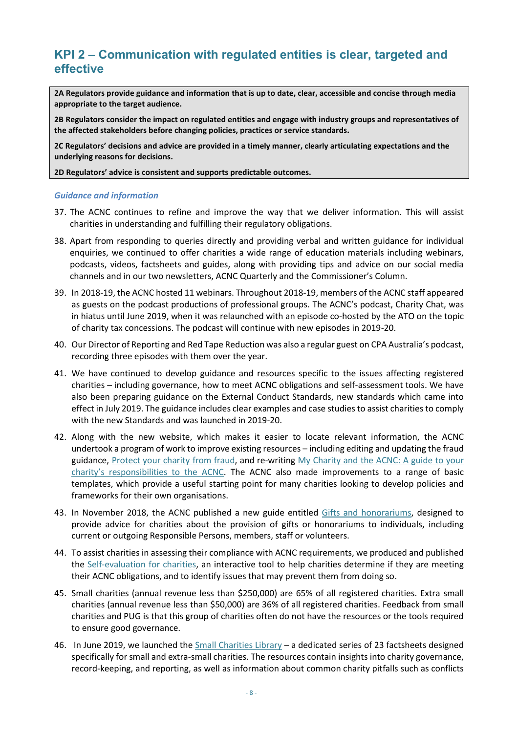## KPI 2 – Communication with regulated entities is clear, targeted and effective

**2A Regulators provide guidance and information that is up to date, clear, accessible and concise through media appropriate to the target audience.**

**2B Regulators consider the impact on regulated entities and engage with industry groups and representatives of the affected stakeholders before changing policies, practices or service standards.**

**2C Regulators' decisions and advice are provided in a timely manner, clearly articulating expectations and the underlying reasons for decisions.**

**2D Regulators' advice is consistent and supports predictable outcomes.**

### *Guidance and information*

37. The ACNC continues to refine and improve the way that we deliver information. This will assist charities in understanding and fulfilling their regulatory obligations.

38. Apart from responding to queries directly and providing verbal and written guidance for individual enquiries, we continued to offer charities a wide range of education materials including webinars, podcasts, videos, factsheets and guides, along with providing tips and advice on our social media channels and in our two newsletters, ACNC Quarterly and the Commissioner's Column.

39. In 2018-19, the ACNC hosted 11 webinars. Throughout 2018-19, members of the ACNC staff appeared as guests on the podcast productions of professional groups. The ACNC's podcast, Charity Chat, was in hiatus until June 2019, when it was relaunched with an episode co-hosted by the ATO on the topic of charity tax concessions. The podcast will continue with new episodes in 2019-20.

40. Our Director of Reporting and Red Tape Reduction was also a regular guest on CPA Australia's podcast, recording three episodes with them over the year.

41. We have continued to develop guidance and resources specific to the issues affecting registered charities – including governance, how to meet ACNC obligations and self-assessment tools. We have also been preparing guidance on the External Conduct Standards, new standards which came into effect in July 2019. The guidance includes clear examples and case studies to assist charities to comply with the new Standards and was launched in 2019-20.

42. Along with the new website, which makes it easier to locate relevant information, the ACNC undertook a program of work to improve existing resources – including editing and updating the fraud guidance, Protect your charity from fraud, and re-writing My Charity and the ACNC: A guide to your charity's responsibilities to the ACNC. The ACNC also made improvements to a range of basic templates, which provide a useful starting point for many charities looking to develop policies and frameworks for their own organisations.

43. In November 2018, the ACNC published a new guide entitled Gifts and honorariums, designed to provide advice for charities about the provision of gifts or honorariums to individuals, including current or outgoing Responsible Persons, members, staff or volunteers.

44. To assist charities in assessing their compliance with ACNC requirements, we produced and published the Self-evaluation for charities, an interactive tool to help charities determine if they are meeting their ACNC obligations, and to identify issues that may prevent them from doing so.

45. Small charities (annual revenue less than $250,000) are 65% of all registered charities. Extra small charities (annual revenue less than $50,000) are 36% of all registered charities. Feedback from small charities and PUG is that this group of charities often do not have the resources or the tools required to ensure good governance.

46. In June 2019, we launched the Small Charities Library – a dedicated series of 23 factsheets designed specifically for small and extra-small charities. The resources contain insights into charity governance, record-keeping, and reporting, as well as information about common charity pitfalls such as conflicts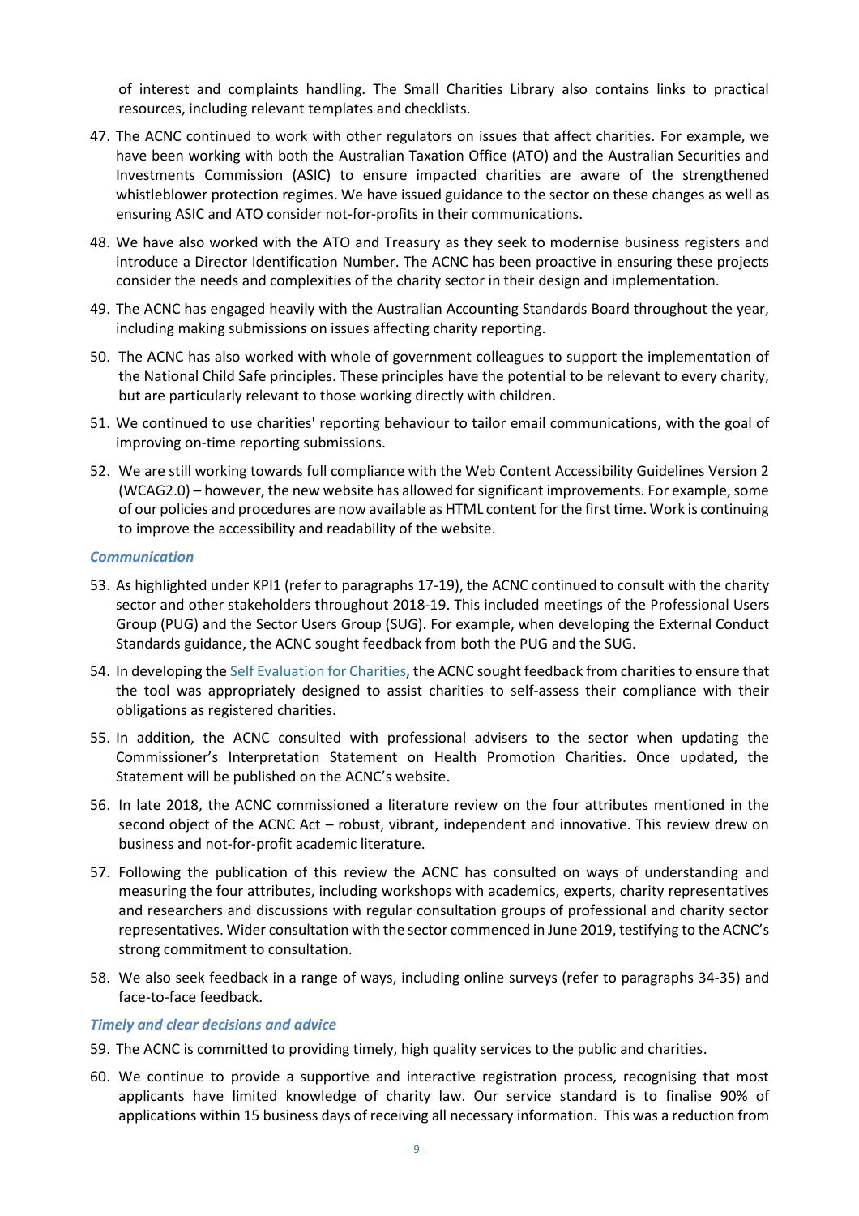of interest and complaints handling. The Small Charities Library also contains links to practical resources, including relevant templates and checklists.

47. The ACNC continued to work with other regulators on issues that affect charities. For example, we have been working with both the Australian Taxation Office (ATO) and the Australian Securities and Investments Commission (ASIC) to ensure impacted charities are aware of the strengthened whistleblower protection regimes. We have issued guidance to the sector on these changes as well as ensuring ASIC and ATO consider not-for-profits in their communications.

48. We have also worked with the ATO and Treasury as they seek to modernise business registers and introduce a Director Identification Number. The ACNC has been proactive in ensuring these projects consider the needs and complexities of the charity sector in their design and implementation.

49. The ACNC has engaged heavily with the Australian Accounting Standards Board throughout the year, including making submissions on issues affecting charity reporting.

50. The ACNC has also worked with whole of government colleagues to support the implementation of the National Child Safe principles. These principles have the potential to be relevant to every charity, but are particularly relevant to those working directly with children.

51. We continued to use charities' reporting behaviour to tailor email communications, with the goal of improving on-time reporting submissions.

52. We are still working towards full compliance with the Web Content Accessibility Guidelines Version 2 (WCAG2.0) – however, the new website has allowed for significant improvements. For example, some of our policies and procedures are now available as HTML content for the first time. Work is continuing to improve the accessibility and readability of the website.

### *Communication*

53. As highlighted under KPI1 (refer to paragraphs 17-19), the ACNC continued to consult with the charity sector and other stakeholders throughout 2018-19. This included meetings of the Professional Users Group (PUG) and the Sector Users Group (SUG). For example, when developing the External Conduct Standards guidance, the ACNC sought feedback from both the PUG and the SUG.

54. In developing the Self Evaluation for Charities, the ACNC sought feedback from charities to ensure that the tool was appropriately designed to assist charities to self-assess their compliance with their obligations as registered charities.

55. In addition, the ACNC consulted with professional advisers to the sector when updating the Commissioner's Interpretation Statement on Health Promotion Charities. Once updated, the Statement will be published on the ACNC's website.

56. In late 2018, the ACNC commissioned a literature review on the four attributes mentioned in the second object of the ACNC Act – robust, vibrant, independent and innovative. This review drew on business and not-for-profit academic literature.

57. Following the publication of this review the ACNC has consulted on ways of understanding and measuring the four attributes, including workshops with academics, experts, charity representatives and researchers and discussions with regular consultation groups of professional and charity sector representatives. Wider consultation with the sector commenced in June 2019, testifying to the ACNC's strong commitment to consultation.

58. We also seek feedback in a range of ways, including online surveys (refer to paragraphs 34-35) and face-to-face feedback.

### *Timely and clear decisions and advice*

59. The ACNC is committed to providing timely, high quality services to the public and charities.

60. We continue to provide a supportive and interactive registration process, recognising that most applicants have limited knowledge of charity law. Our service standard is to finalise 90% of applications within 15 business days of receiving all necessary information. This was a reduction from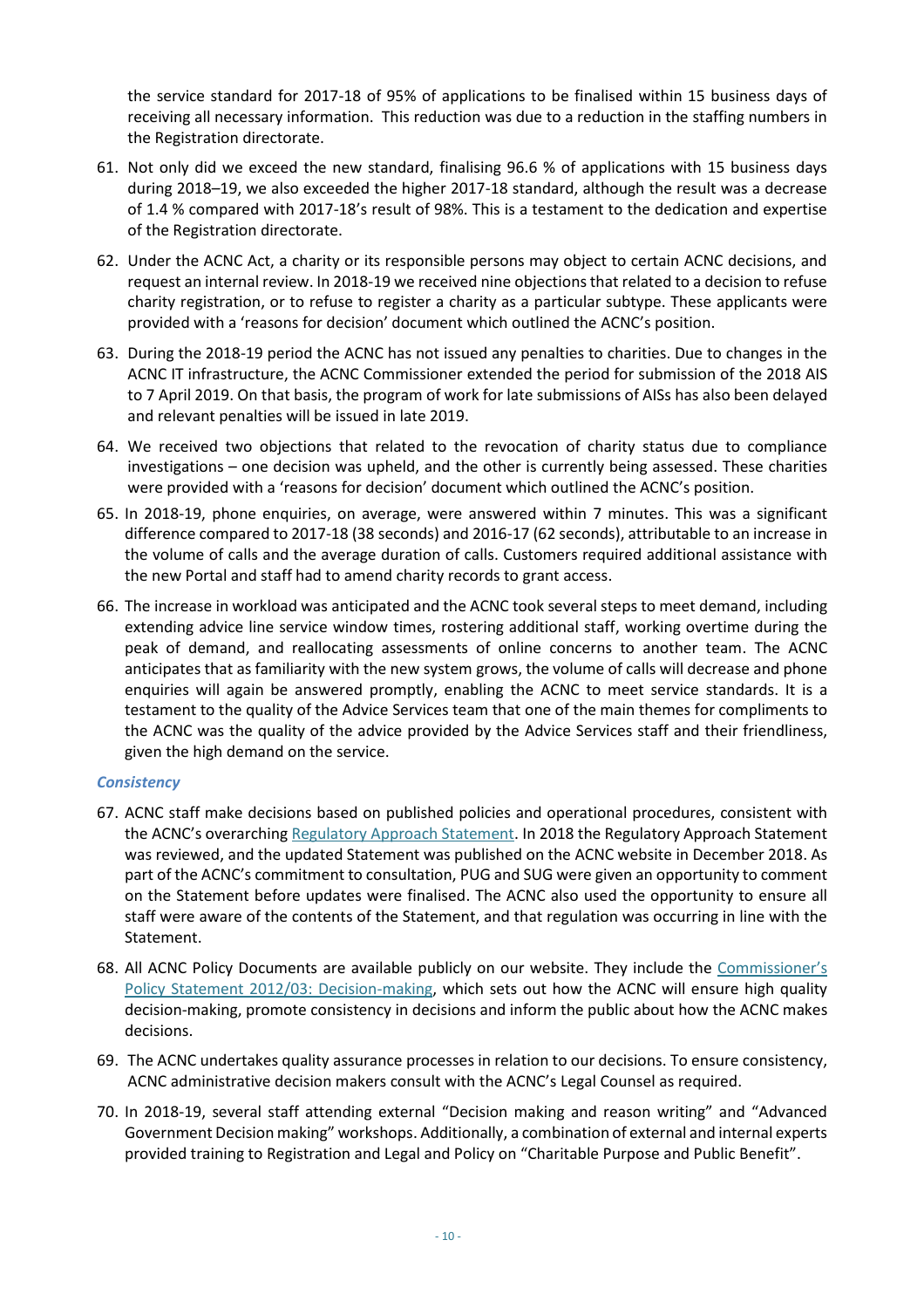the service standard for 2017-18 of 95% of applications to be finalised within 15 business days of receiving all necessary information. This reduction was due to a reduction in the staffing numbers in the Registration directorate.

61. Not only did we exceed the new standard, finalising 96.6 % of applications with 15 business days during 2018–19, we also exceeded the higher 2017-18 standard, although the result was a decrease of 1.4 % compared with 2017-18's result of 98%. This is a testament to the dedication and expertise of the Registration directorate.

62. Under the ACNC Act, a charity or its responsible persons may object to certain ACNC decisions, and request an internal review. In 2018-19 we received nine objections that related to a decision to refuse charity registration, or to refuse to register a charity as a particular subtype. These applicants were provided with a 'reasons for decision' document which outlined the ACNC's position.

63. During the 2018-19 period the ACNC has not issued any penalties to charities. Due to changes in the ACNC IT infrastructure, the ACNC Commissioner extended the period for submission of the 2018 AIS to 7 April 2019. On that basis, the program of work for late submissions of AISs has also been delayed and relevant penalties will be issued in late 2019.

64. We received two objections that related to the revocation of charity status due to compliance investigations – one decision was upheld, and the other is currently being assessed. These charities were provided with a 'reasons for decision' document which outlined the ACNC's position.

65. In 2018-19, phone enquiries, on average, were answered within 7 minutes. This was a significant difference compared to 2017-18 (38 seconds) and 2016-17 (62 seconds), attributable to an increase in the volume of calls and the average duration of calls. Customers required additional assistance with the new Portal and staff had to amend charity records to grant access.

66. The increase in workload was anticipated and the ACNC took several steps to meet demand, including extending advice line service window times, rostering additional staff, working overtime during the peak of demand, and reallocating assessments of online concerns to another team. The ACNC anticipates that as familiarity with the new system grows, the volume of calls will decrease and phone enquiries will again be answered promptly, enabling the ACNC to meet service standards. It is a testament to the quality of the Advice Services team that one of the main themes for compliments to the ACNC was the quality of the advice provided by the Advice Services staff and their friendliness, given the high demand on the service.

### *Consistency*

67. ACNC staff make decisions based on published policies and operational procedures, consistent with the ACNC's overarching Regulatory Approach Statement. In 2018 the Regulatory Approach Statement was reviewed, and the updated Statement was published on the ACNC website in December 2018. As part of the ACNC's commitment to consultation, PUG and SUG were given an opportunity to comment on the Statement before updates were finalised. The ACNC also used the opportunity to ensure all staff were aware of the contents of the Statement, and that regulation was occurring in line with the Statement.

68. All ACNC Policy Documents are available publicly on our website. They include the Commissioner's Policy Statement 2012/03: Decision-making, which sets out how the ACNC will ensure high quality decision-making, promote consistency in decisions and inform the public about how the ACNC makes decisions.

69. The ACNC undertakes quality assurance processes in relation to our decisions. To ensure consistency, ACNC administrative decision makers consult with the ACNC's Legal Counsel as required.

70. In 2018-19, several staff attending external "Decision making and reason writing" and "Advanced Government Decision making" workshops. Additionally, a combination of external and internal experts provided training to Registration and Legal and Policy on "Charitable Purpose and Public Benefit".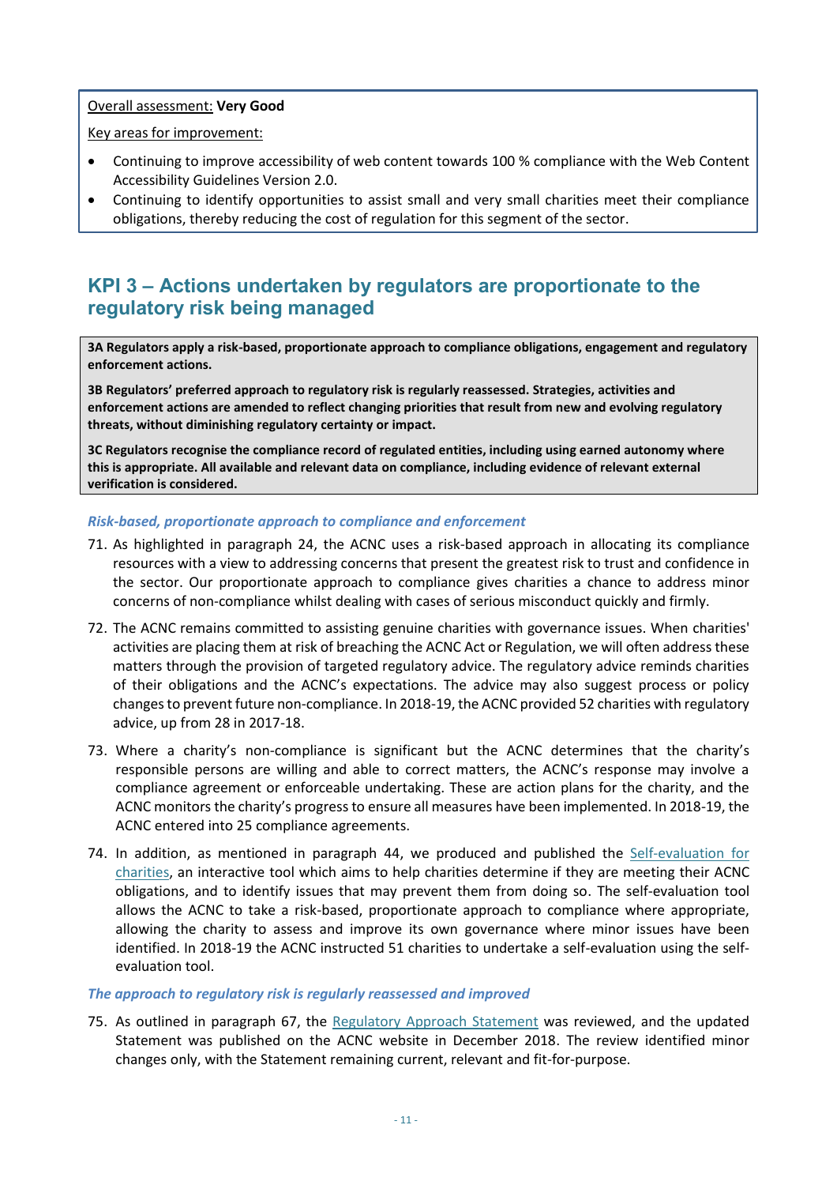Overall assessment: **Very Good**

Key areas for improvement:

- Continuing to improve accessibility of web content towards 100 % compliance with the Web Content Accessibility Guidelines Version 2.0.
- Continuing to identify opportunities to assist small and very small charities meet their compliance obligations, thereby reducing the cost of regulation for this segment of the sector.

## KPI 3 – Actions undertaken by regulators are proportionate to the regulatory risk being managed

**3A Regulators apply a risk-based, proportionate approach to compliance obligations, engagement and regulatory enforcement actions.**

**3B Regulators' preferred approach to regulatory risk is regularly reassessed. Strategies, activities and enforcement actions are amended to reflect changing priorities that result from new and evolving regulatory threats, without diminishing regulatory certainty or impact.**

**3C Regulators recognise the compliance record of regulated entities, including using earned autonomy where this is appropriate. All available and relevant data on compliance, including evidence of relevant external verification is considered.**

### *Risk-based, proportionate approach to compliance and enforcement*

71. As highlighted in paragraph 24, the ACNC uses a risk-based approach in allocating its compliance resources with a view to addressing concerns that present the greatest risk to trust and confidence in the sector. Our proportionate approach to compliance gives charities a chance to address minor concerns of non-compliance whilst dealing with cases of serious misconduct quickly and firmly.
72. The ACNC remains committed to assisting genuine charities with governance issues. When charities' activities are placing them at risk of breaching the ACNC Act or Regulation, we will often address these matters through the provision of targeted regulatory advice. The regulatory advice reminds charities of their obligations and the ACNC's expectations. The advice may also suggest process or policy changes to prevent future non-compliance. In 2018-19, the ACNC provided 52 charities with regulatory advice, up from 28 in 2017-18.
73. Where a charity's non-compliance is significant but the ACNC determines that the charity's responsible persons are willing and able to correct matters, the ACNC's response may involve a compliance agreement or enforceable undertaking. These are action plans for the charity, and the ACNC monitors the charity's progress to ensure all measures have been implemented. In 2018-19, the ACNC entered into 25 compliance agreements.
74. In addition, as mentioned in paragraph 44, we produced and published the Self-evaluation for charities, an interactive tool which aims to help charities determine if they are meeting their ACNC obligations, and to identify issues that may prevent them from doing so. The self-evaluation tool allows the ACNC to take a risk-based, proportionate approach to compliance where appropriate, allowing the charity to assess and improve its own governance where minor issues have been identified. In 2018-19 the ACNC instructed 51 charities to undertake a self-evaluation using the self-evaluation tool.

### *The approach to regulatory risk is regularly reassessed and improved*

75. As outlined in paragraph 67, the Regulatory Approach Statement was reviewed, and the updated Statement was published on the ACNC website in December 2018. The review identified minor changes only, with the Statement remaining current, relevant and fit-for-purpose.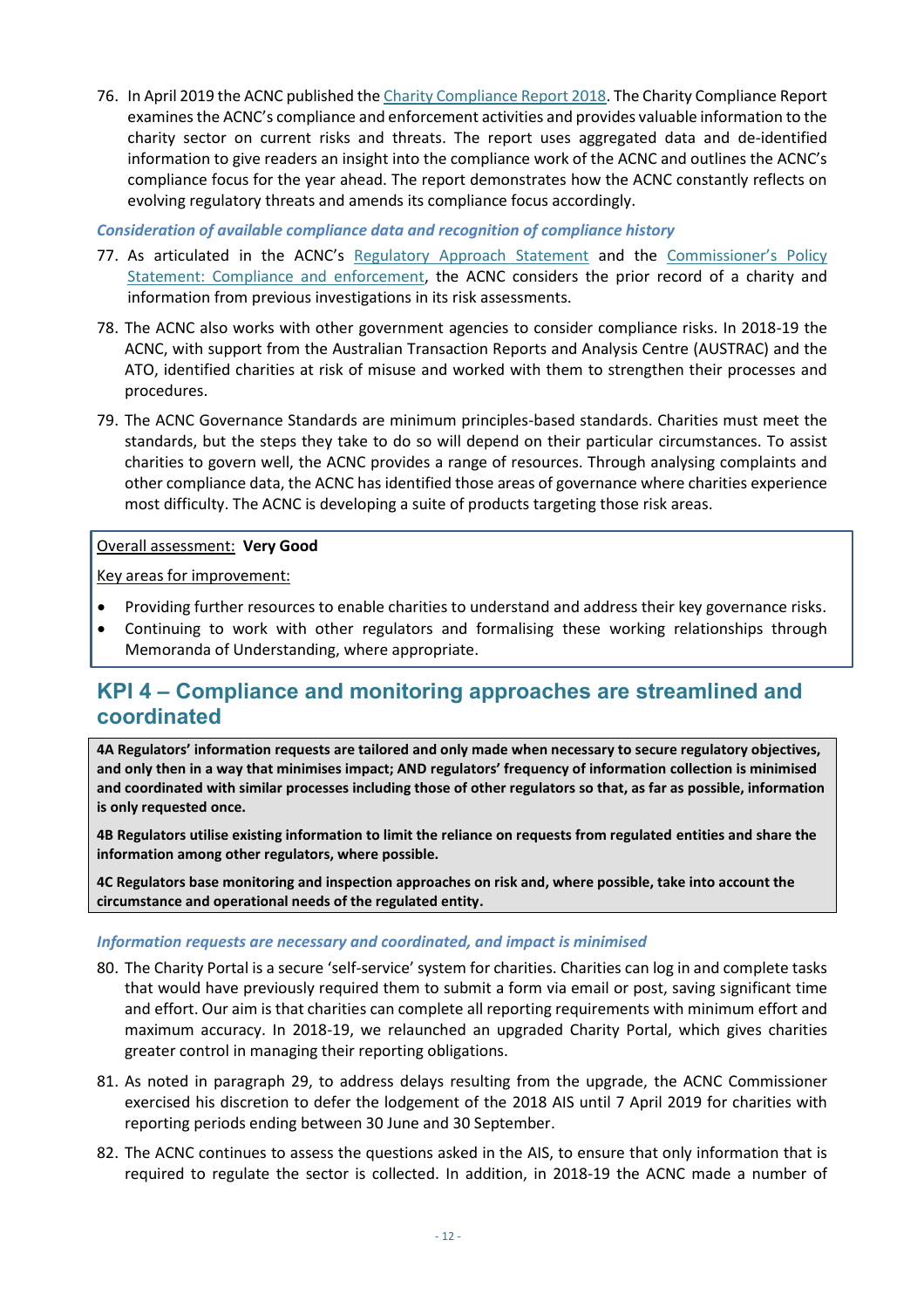76. In April 2019 the ACNC published the Charity Compliance Report 2018. The Charity Compliance Report examines the ACNC's compliance and enforcement activities and provides valuable information to the charity sector on current risks and threats. The report uses aggregated data and de-identified information to give readers an insight into the compliance work of the ACNC and outlines the ACNC's compliance focus for the year ahead. The report demonstrates how the ACNC constantly reflects on evolving regulatory threats and amends its compliance focus accordingly.

*Consideration of available compliance data and recognition of compliance history*

77. As articulated in the ACNC's Regulatory Approach Statement and the Commissioner's Policy Statement: Compliance and enforcement, the ACNC considers the prior record of a charity and information from previous investigations in its risk assessments.

78. The ACNC also works with other government agencies to consider compliance risks. In 2018-19 the ACNC, with support from the Australian Transaction Reports and Analysis Centre (AUSTRAC) and the ATO, identified charities at risk of misuse and worked with them to strengthen their processes and procedures.

79. The ACNC Governance Standards are minimum principles-based standards. Charities must meet the standards, but the steps they take to do so will depend on their particular circumstances. To assist charities to govern well, the ACNC provides a range of resources. Through analysing complaints and other compliance data, the ACNC has identified those areas of governance where charities experience most difficulty. The ACNC is developing a suite of products targeting those risk areas.

Overall assessment: **Very Good**

Key areas for improvement:

- Providing further resources to enable charities to understand and address their key governance risks.
- Continuing to work with other regulators and formalising these working relationships through Memoranda of Understanding, where appropriate.

## KPI 4 – Compliance and monitoring approaches are streamlined and coordinated

**4A Regulators' information requests are tailored and only made when necessary to secure regulatory objectives, and only then in a way that minimises impact; AND regulators' frequency of information collection is minimised and coordinated with similar processes including those of other regulators so that, as far as possible, information is only requested once.**

**4B Regulators utilise existing information to limit the reliance on requests from regulated entities and share the information among other regulators, where possible.**

**4C Regulators base monitoring and inspection approaches on risk and, where possible, take into account the circumstance and operational needs of the regulated entity.**

*Information requests are necessary and coordinated, and impact is minimised*

80. The Charity Portal is a secure 'self-service' system for charities. Charities can log in and complete tasks that would have previously required them to submit a form via email or post, saving significant time and effort. Our aim is that charities can complete all reporting requirements with minimum effort and maximum accuracy. In 2018-19, we relaunched an upgraded Charity Portal, which gives charities greater control in managing their reporting obligations.

81. As noted in paragraph 29, to address delays resulting from the upgrade, the ACNC Commissioner exercised his discretion to defer the lodgement of the 2018 AIS until 7 April 2019 for charities with reporting periods ending between 30 June and 30 September.

82. The ACNC continues to assess the questions asked in the AIS, to ensure that only information that is required to regulate the sector is collected. In addition, in 2018-19 the ACNC made a number of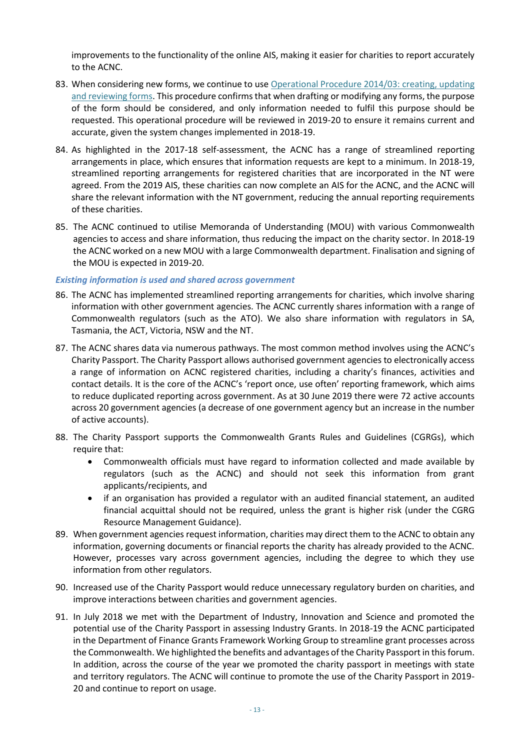improvements to the functionality of the online AIS, making it easier for charities to report accurately to the ACNC.

83. When considering new forms, we continue to use [Operational Procedure 2014/03: creating, updating and reviewing forms](). This procedure confirms that when drafting or modifying any forms, the purpose of the form should be considered, and only information needed to fulfil this purpose should be requested. This operational procedure will be reviewed in 2019-20 to ensure it remains current and accurate, given the system changes implemented in 2018-19.

84. As highlighted in the 2017-18 self-assessment, the ACNC has a range of streamlined reporting arrangements in place, which ensures that information requests are kept to a minimum. In 2018-19, streamlined reporting arrangements for registered charities that are incorporated in the NT were agreed. From the 2019 AIS, these charities can now complete an AIS for the ACNC, and the ACNC will share the relevant information with the NT government, reducing the annual reporting requirements of these charities.

85. The ACNC continued to utilise Memoranda of Understanding (MOU) with various Commonwealth agencies to access and share information, thus reducing the impact on the charity sector. In 2018-19 the ACNC worked on a new MOU with a large Commonwealth department. Finalisation and signing of the MOU is expected in 2019-20.

***Existing information is used and shared across government***

86. The ACNC has implemented streamlined reporting arrangements for charities, which involve sharing information with other government agencies. The ACNC currently shares information with a range of Commonwealth regulators (such as the ATO). We also share information with regulators in SA, Tasmania, the ACT, Victoria, NSW and the NT.

87. The ACNC shares data via numerous pathways. The most common method involves using the ACNC's Charity Passport. The Charity Passport allows authorised government agencies to electronically access a range of information on ACNC registered charities, including a charity's finances, activities and contact details. It is the core of the ACNC's 'report once, use often' reporting framework, which aims to reduce duplicated reporting across government. As at 30 June 2019 there were 72 active accounts across 20 government agencies (a decrease of one government agency but an increase in the number of active accounts).

88. The Charity Passport supports the Commonwealth Grants Rules and Guidelines (CGRGs), which require that:
    - Commonwealth officials must have regard to information collected and made available by regulators (such as the ACNC) and should not seek this information from grant applicants/recipients, and
    - if an organisation has provided a regulator with an audited financial statement, an audited financial acquittal should not be required, unless the grant is higher risk (under the CGRG Resource Management Guidance).

89. When government agencies request information, charities may direct them to the ACNC to obtain any information, governing documents or financial reports the charity has already provided to the ACNC. However, processes vary across government agencies, including the degree to which they use information from other regulators.

90. Increased use of the Charity Passport would reduce unnecessary regulatory burden on charities, and improve interactions between charities and government agencies.

91. In July 2018 we met with the Department of Industry, Innovation and Science and promoted the potential use of the Charity Passport in assessing Industry Grants. In 2018-19 the ACNC participated in the Department of Finance Grants Framework Working Group to streamline grant processes across the Commonwealth. We highlighted the benefits and advantages of the Charity Passport in this forum. In addition, across the course of the year we promoted the charity passport in meetings with state and territory regulators. The ACNC will continue to promote the use of the Charity Passport in 2019-20 and continue to report on usage.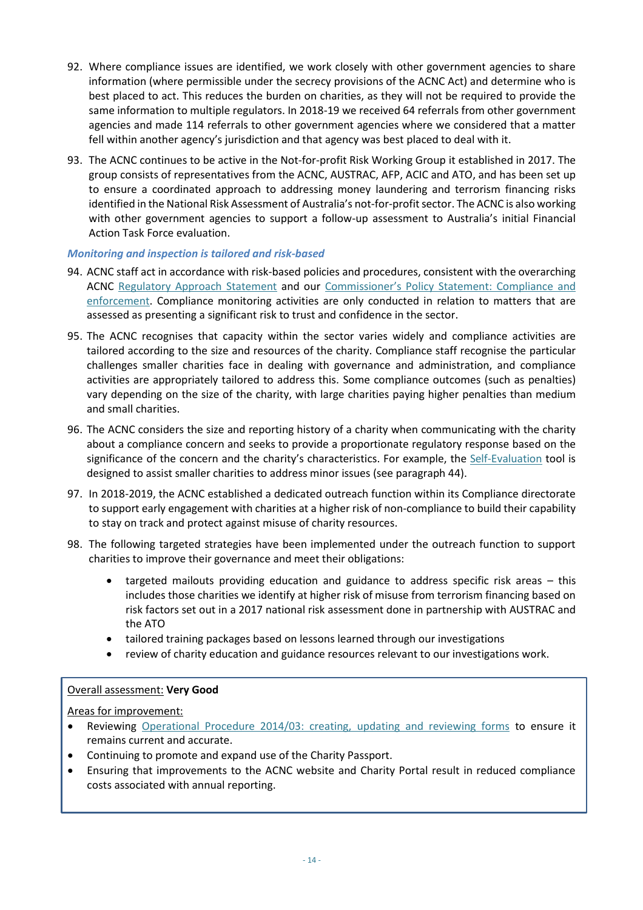92. Where compliance issues are identified, we work closely with other government agencies to share information (where permissible under the secrecy provisions of the ACNC Act) and determine who is best placed to act. This reduces the burden on charities, as they will not be required to provide the same information to multiple regulators. In 2018-19 we received 64 referrals from other government agencies and made 114 referrals to other government agencies where we considered that a matter fell within another agency's jurisdiction and that agency was best placed to deal with it.

93. The ACNC continues to be active in the Not-for-profit Risk Working Group it established in 2017. The group consists of representatives from the ACNC, AUSTRAC, AFP, ACIC and ATO, and has been set up to ensure a coordinated approach to addressing money laundering and terrorism financing risks identified in the National Risk Assessment of Australia's not-for-profit sector. The ACNC is also working with other government agencies to support a follow-up assessment to Australia's initial Financial Action Task Force evaluation.

*Monitoring and inspection is tailored and risk-based*

94. ACNC staff act in accordance with risk-based policies and procedures, consistent with the overarching ACNC Regulatory Approach Statement and our Commissioner's Policy Statement: Compliance and enforcement. Compliance monitoring activities are only conducted in relation to matters that are assessed as presenting a significant risk to trust and confidence in the sector.

95. The ACNC recognises that capacity within the sector varies widely and compliance activities are tailored according to the size and resources of the charity. Compliance staff recognise the particular challenges smaller charities face in dealing with governance and administration, and compliance activities are appropriately tailored to address this. Some compliance outcomes (such as penalties) vary depending on the size of the charity, with large charities paying higher penalties than medium and small charities.

96. The ACNC considers the size and reporting history of a charity when communicating with the charity about a compliance concern and seeks to provide a proportionate regulatory response based on the significance of the concern and the charity's characteristics. For example, the Self-Evaluation tool is designed to assist smaller charities to address minor issues (see paragraph 44).

97. In 2018-2019, the ACNC established a dedicated outreach function within its Compliance directorate to support early engagement with charities at a higher risk of non-compliance to build their capability to stay on track and protect against misuse of charity resources.

98. The following targeted strategies have been implemented under the outreach function to support charities to improve their governance and meet their obligations:

    - targeted mailouts providing education and guidance to address specific risk areas – this includes those charities we identify at higher risk of misuse from terrorism financing based on risk factors set out in a 2017 national risk assessment done in partnership with AUSTRAC and the ATO
    - tailored training packages based on lessons learned through our investigations
    - review of charity education and guidance resources relevant to our investigations work.

<u>Overall assessment:</u> **Very Good**

<u>Areas for improvement:</u>

- Reviewing Operational Procedure 2014/03: creating, updating and reviewing forms to ensure it remains current and accurate.
- Continuing to promote and expand use of the Charity Passport.
- Ensuring that improvements to the ACNC website and Charity Portal result in reduced compliance costs associated with annual reporting.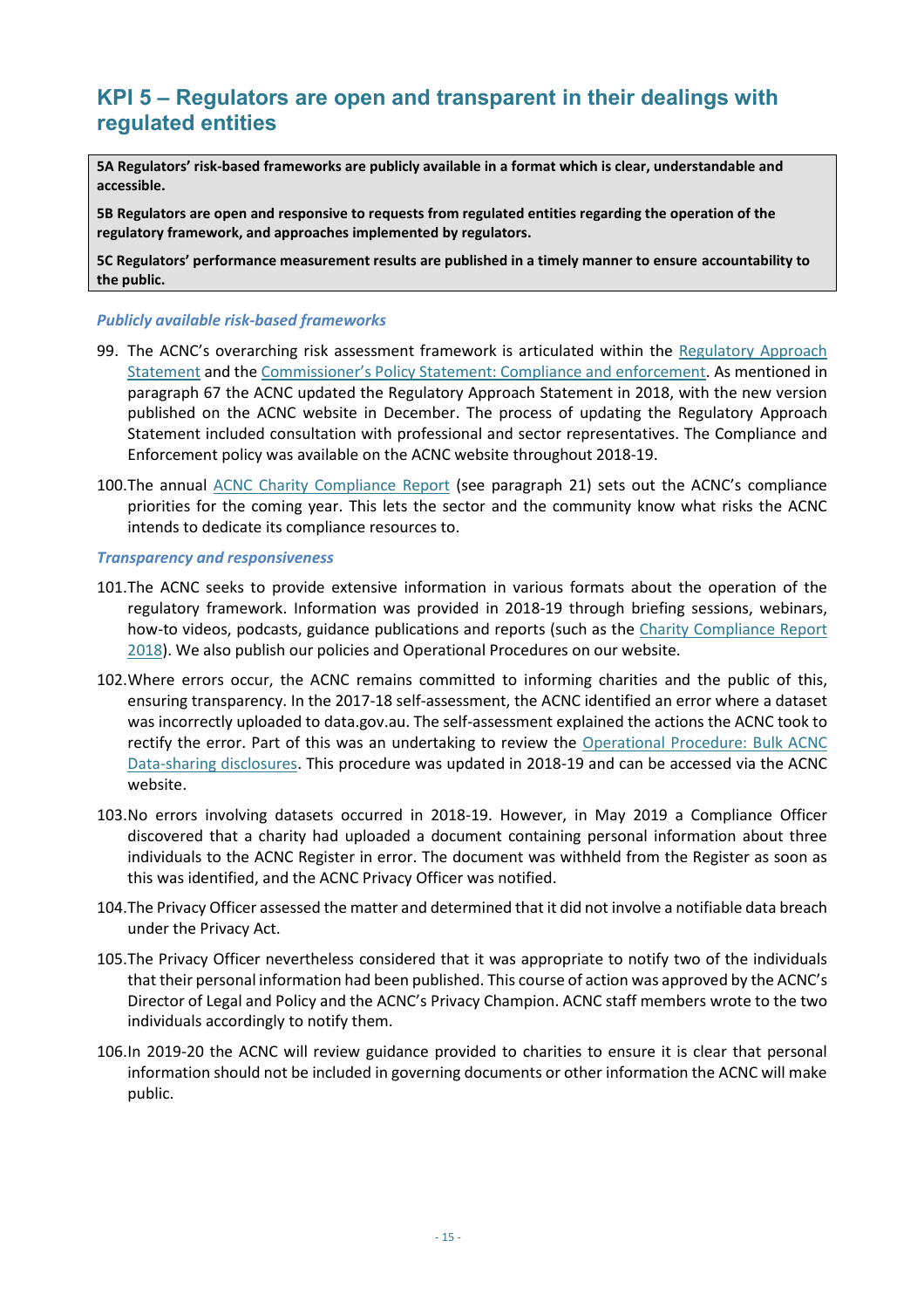## KPI 5 – Regulators are open and transparent in their dealings with regulated entities

**5A Regulators' risk-based frameworks are publicly available in a format which is clear, understandable and accessible.**

**5B Regulators are open and responsive to requests from regulated entities regarding the operation of the regulatory framework, and approaches implemented by regulators.**

**5C Regulators' performance measurement results are published in a timely manner to ensure accountability to the public.**

### *Publicly available risk-based frameworks*

99. The ACNC's overarching risk assessment framework is articulated within the Regulatory Approach Statement and the Commissioner's Policy Statement: Compliance and enforcement. As mentioned in paragraph 67 the ACNC updated the Regulatory Approach Statement in 2018, with the new version published on the ACNC website in December. The process of updating the Regulatory Approach Statement included consultation with professional and sector representatives. The Compliance and Enforcement policy was available on the ACNC website throughout 2018-19.

100. The annual ACNC Charity Compliance Report (see paragraph 21) sets out the ACNC's compliance priorities for the coming year. This lets the sector and the community know what risks the ACNC intends to dedicate its compliance resources to.

### *Transparency and responsiveness*

101. The ACNC seeks to provide extensive information in various formats about the operation of the regulatory framework. Information was provided in 2018-19 through briefing sessions, webinars, how-to videos, podcasts, guidance publications and reports (such as the Charity Compliance Report 2018). We also publish our policies and Operational Procedures on our website.

102. Where errors occur, the ACNC remains committed to informing charities and the public of this, ensuring transparency. In the 2017-18 self-assessment, the ACNC identified an error where a dataset was incorrectly uploaded to data.gov.au. The self-assessment explained the actions the ACNC took to rectify the error. Part of this was an undertaking to review the Operational Procedure: Bulk ACNC Data-sharing disclosures. This procedure was updated in 2018-19 and can be accessed via the ACNC website.

103. No errors involving datasets occurred in 2018-19. However, in May 2019 a Compliance Officer discovered that a charity had uploaded a document containing personal information about three individuals to the ACNC Register in error. The document was withheld from the Register as soon as this was identified, and the ACNC Privacy Officer was notified.

104. The Privacy Officer assessed the matter and determined that it did not involve a notifiable data breach under the Privacy Act.

105. The Privacy Officer nevertheless considered that it was appropriate to notify two of the individuals that their personal information had been published. This course of action was approved by the ACNC's Director of Legal and Policy and the ACNC's Privacy Champion. ACNC staff members wrote to the two individuals accordingly to notify them.

106. In 2019-20 the ACNC will review guidance provided to charities to ensure it is clear that personal information should not be included in governing documents or other information the ACNC will make public.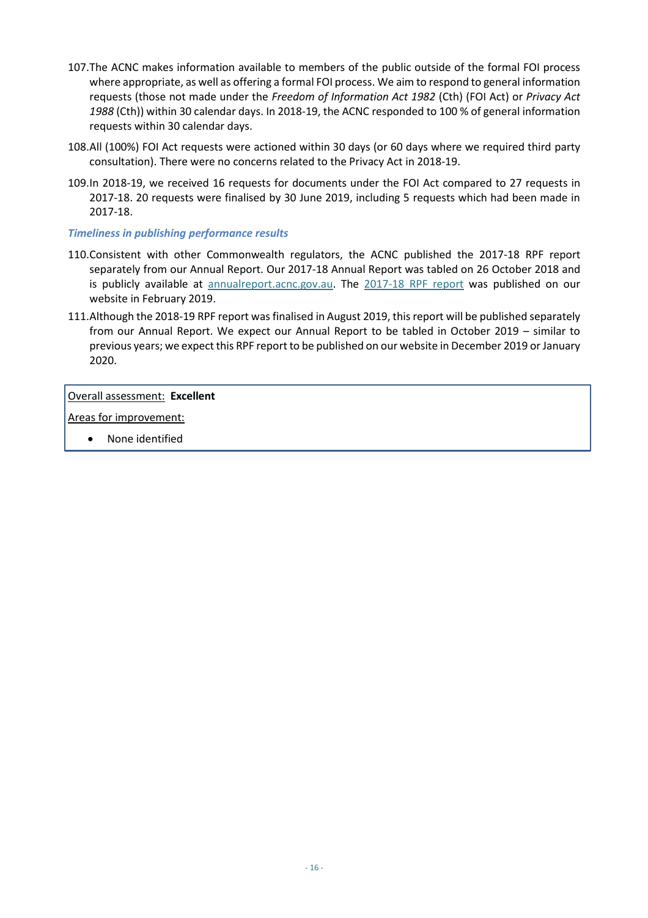107. The ACNC makes information available to members of the public outside of the formal FOI process where appropriate, as well as offering a formal FOI process. We aim to respond to general information requests (those not made under the *Freedom of Information Act 1982* (Cth) (FOI Act) or *Privacy Act 1988* (Cth)) within 30 calendar days. In 2018-19, the ACNC responded to 100 % of general information requests within 30 calendar days.

108. All (100%) FOI Act requests were actioned within 30 days (or 60 days where we required third party consultation). There were no concerns related to the Privacy Act in 2018-19.

109. In 2018-19, we received 16 requests for documents under the FOI Act compared to 27 requests in 2017-18. 20 requests were finalised by 30 June 2019, including 5 requests which had been made in 2017-18.

### *Timeliness in publishing performance results*

110. Consistent with other Commonwealth regulators, the ACNC published the 2017-18 RPF report separately from our Annual Report. Our 2017-18 Annual Report was tabled on 26 October 2018 and is publicly available at annualreport.acnc.gov.au. The 2017-18 RPF report was published on our website in February 2019.

111. Although the 2018-19 RPF report was finalised in August 2019, this report will be published separately from our Annual Report. We expect our Annual Report to be tabled in October 2019 – similar to previous years; we expect this RPF report to be published on our website in December 2019 or January 2020.

Overall assessment: **Excellent**

Areas for improvement:

- None identified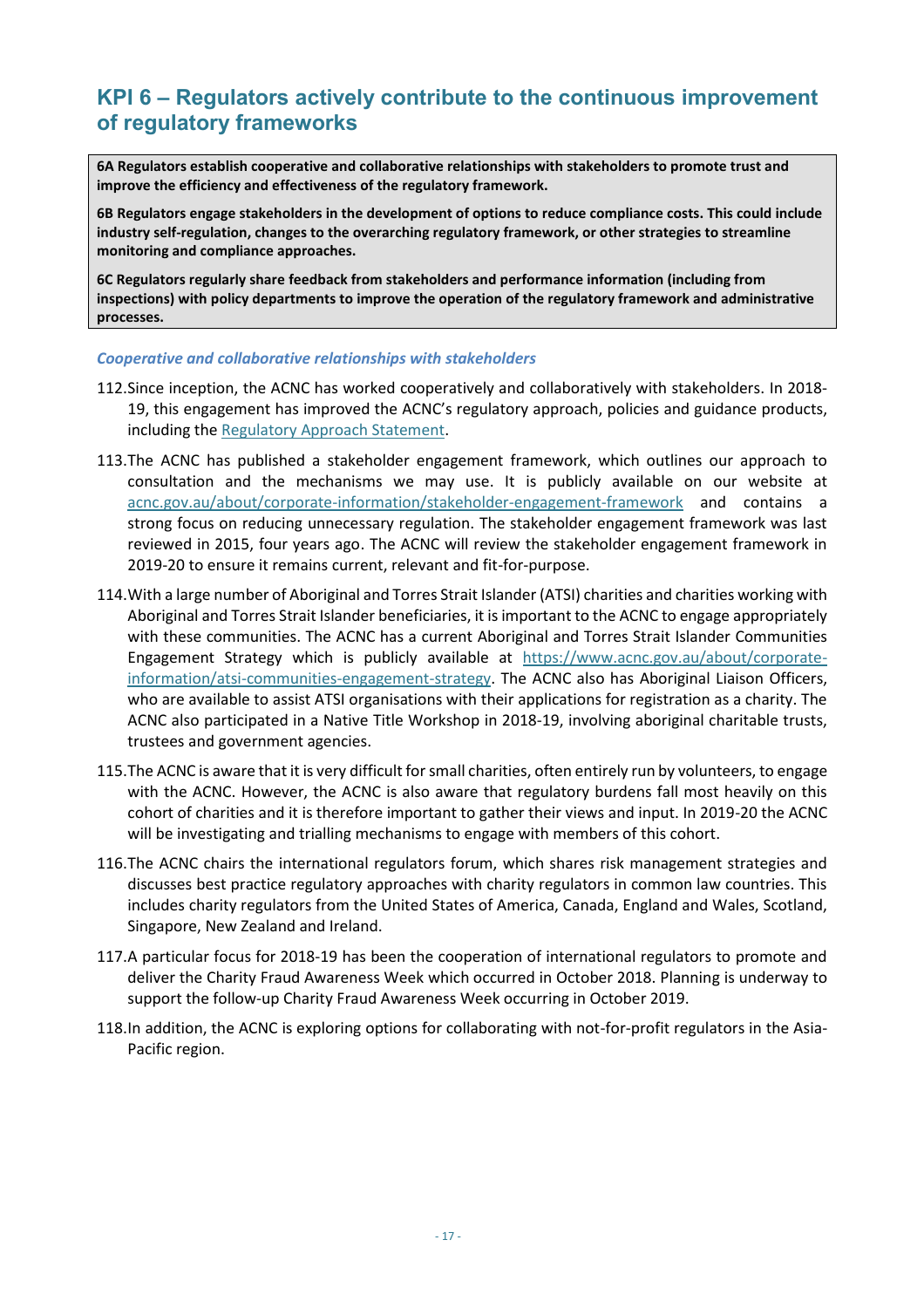## KPI 6 – Regulators actively contribute to the continuous improvement of regulatory frameworks

**6A Regulators establish cooperative and collaborative relationships with stakeholders to promote trust and improve the efficiency and effectiveness of the regulatory framework.**

**6B Regulators engage stakeholders in the development of options to reduce compliance costs. This could include industry self-regulation, changes to the overarching regulatory framework, or other strategies to streamline monitoring and compliance approaches.**

**6C Regulators regularly share feedback from stakeholders and performance information (including from inspections) with policy departments to improve the operation of the regulatory framework and administrative processes.**

### *Cooperative and collaborative relationships with stakeholders*

112. Since inception, the ACNC has worked cooperatively and collaboratively with stakeholders. In 2018-19, this engagement has improved the ACNC's regulatory approach, policies and guidance products, including the Regulatory Approach Statement.

113. The ACNC has published a stakeholder engagement framework, which outlines our approach to consultation and the mechanisms we may use. It is publicly available on our website at acnc.gov.au/about/corporate-information/stakeholder-engagement-framework and contains a strong focus on reducing unnecessary regulation. The stakeholder engagement framework was last reviewed in 2015, four years ago. The ACNC will review the stakeholder engagement framework in 2019-20 to ensure it remains current, relevant and fit-for-purpose.

114. With a large number of Aboriginal and Torres Strait Islander (ATSI) charities and charities working with Aboriginal and Torres Strait Islander beneficiaries, it is important to the ACNC to engage appropriately with these communities. The ACNC has a current Aboriginal and Torres Strait Islander Communities Engagement Strategy which is publicly available at https://www.acnc.gov.au/about/corporate-information/atsi-communities-engagement-strategy. The ACNC also has Aboriginal Liaison Officers, who are available to assist ATSI organisations with their applications for registration as a charity. The ACNC also participated in a Native Title Workshop in 2018-19, involving aboriginal charitable trusts, trustees and government agencies.

115. The ACNC is aware that it is very difficult for small charities, often entirely run by volunteers, to engage with the ACNC. However, the ACNC is also aware that regulatory burdens fall most heavily on this cohort of charities and it is therefore important to gather their views and input. In 2019-20 the ACNC will be investigating and trialling mechanisms to engage with members of this cohort.

116. The ACNC chairs the international regulators forum, which shares risk management strategies and discusses best practice regulatory approaches with charity regulators in common law countries. This includes charity regulators from the United States of America, Canada, England and Wales, Scotland, Singapore, New Zealand and Ireland.

117. A particular focus for 2018-19 has been the cooperation of international regulators to promote and deliver the Charity Fraud Awareness Week which occurred in October 2018. Planning is underway to support the follow-up Charity Fraud Awareness Week occurring in October 2019.

118. In addition, the ACNC is exploring options for collaborating with not-for-profit regulators in the Asia-Pacific region.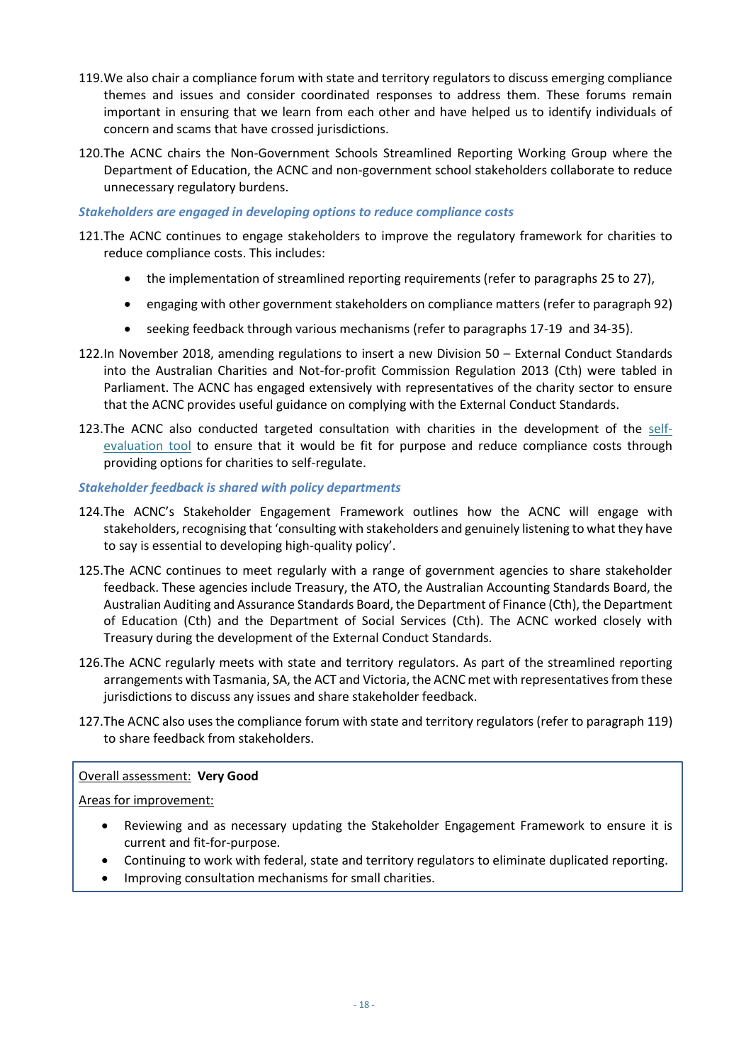119. We also chair a compliance forum with state and territory regulators to discuss emerging compliance themes and issues and consider coordinated responses to address them. These forums remain important in ensuring that we learn from each other and have helped us to identify individuals of concern and scams that have crossed jurisdictions.

120. The ACNC chairs the Non-Government Schools Streamlined Reporting Working Group where the Department of Education, the ACNC and non-government school stakeholders collaborate to reduce unnecessary regulatory burdens.

***Stakeholders are engaged in developing options to reduce compliance costs***

121. The ACNC continues to engage stakeholders to improve the regulatory framework for charities to reduce compliance costs. This includes:

- the implementation of streamlined reporting requirements (refer to paragraphs 25 to 27),
- engaging with other government stakeholders on compliance matters (refer to paragraph 92)
- seeking feedback through various mechanisms (refer to paragraphs 17-19 and 34-35).

122. In November 2018, amending regulations to insert a new Division 50 – External Conduct Standards into the Australian Charities and Not-for-profit Commission Regulation 2013 (Cth) were tabled in Parliament. The ACNC has engaged extensively with representatives of the charity sector to ensure that the ACNC provides useful guidance on complying with the External Conduct Standards.

123. The ACNC also conducted targeted consultation with charities in the development of the self-evaluation tool to ensure that it would be fit for purpose and reduce compliance costs through providing options for charities to self-regulate.

***Stakeholder feedback is shared with policy departments***

124. The ACNC's Stakeholder Engagement Framework outlines how the ACNC will engage with stakeholders, recognising that 'consulting with stakeholders and genuinely listening to what they have to say is essential to developing high-quality policy'.

125. The ACNC continues to meet regularly with a range of government agencies to share stakeholder feedback. These agencies include Treasury, the ATO, the Australian Accounting Standards Board, the Australian Auditing and Assurance Standards Board, the Department of Finance (Cth), the Department of Education (Cth) and the Department of Social Services (Cth). The ACNC worked closely with Treasury during the development of the External Conduct Standards.

126. The ACNC regularly meets with state and territory regulators. As part of the streamlined reporting arrangements with Tasmania, SA, the ACT and Victoria, the ACNC met with representatives from these jurisdictions to discuss any issues and share stakeholder feedback.

127. The ACNC also uses the compliance forum with state and territory regulators (refer to paragraph 119) to share feedback from stakeholders.

Overall assessment: **Very Good**

Areas for improvement:

- Reviewing and as necessary updating the Stakeholder Engagement Framework to ensure it is current and fit-for-purpose.
- Continuing to work with federal, state and territory regulators to eliminate duplicated reporting.
- Improving consultation mechanisms for small charities.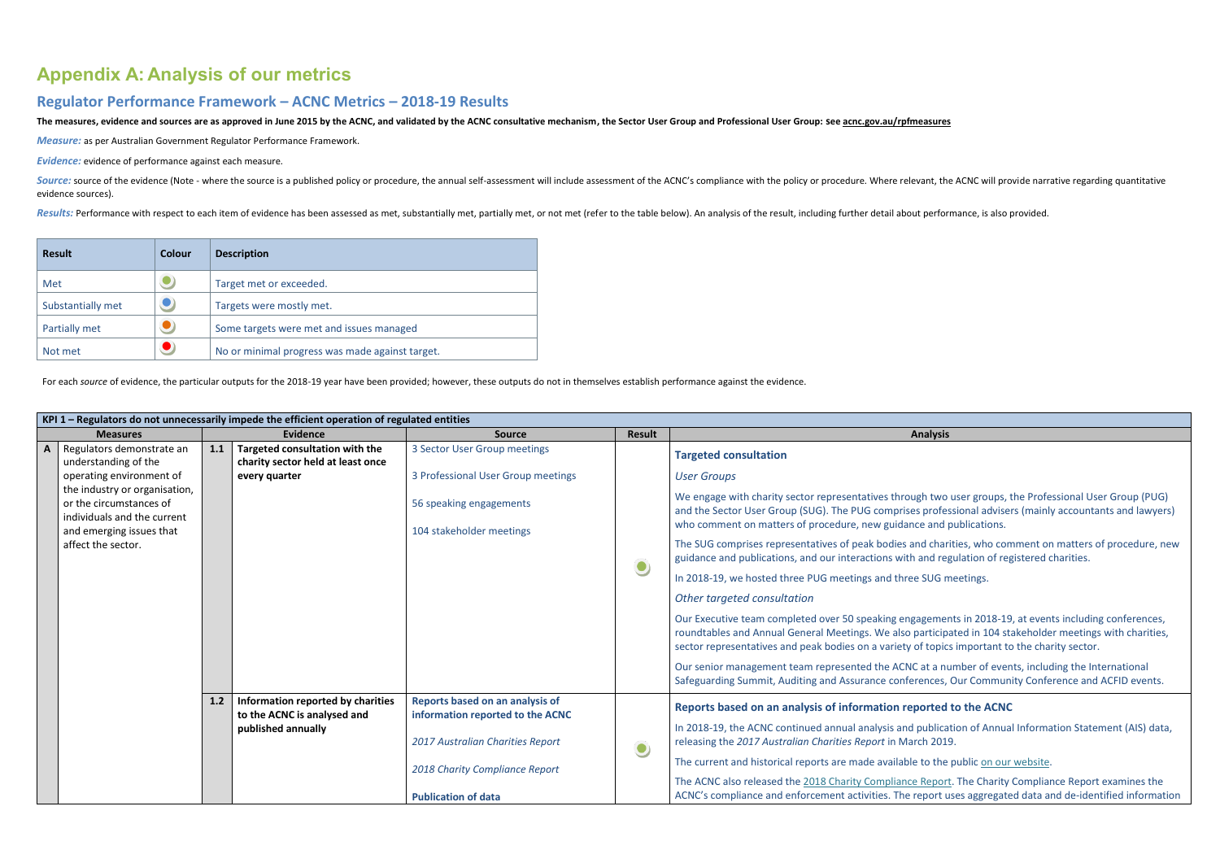# Appendix A: Analysis of our metrics

## Regulator Performance Framework – ACNC Metrics – 2018-19 Results

**The measures, evidence and sources are as approved in June 2015 by the ACNC, and validated by the ACNC consultative mechanism, the Sector User Group and Professional User Group: see acnc.gov.au/rpfmeasures**

*Measure:* as per Australian Government Regulator Performance Framework.

*Evidence:* evidence of performance against each measure.

*Source:* source of the evidence (Note - where the source is a published policy or procedure, the annual self-assessment will include assessment of the ACNC's compliance with the policy or procedure. Where relevant, the ACNC will provide narrative regarding quantitative evidence sources).

*Results:* Performance with respect to each item of evidence has been assessed as met, substantially met, partially met, or not met (refer to the table below). An analysis of the result, including further detail about performance, is also provided.

| Result | Colour | Description |
|---|---|---|
| Met | Green | Target met or exceeded. |
| Substantially met | Blue | Targets were mostly met. |
| Partially met | Orange | Some targets were met and issues managed |
| Not met | Red | No or minimal progress was made against target. |

For each *source* of evidence, the particular outputs for the 2018-19 year have been provided; however, these outputs do not in themselves establish performance against the evidence.

**KPI 1 – Regulators do not unnecessarily impede the efficient operation of regulated entities**

| | Measures | | Evidence | Source | Result | Analysis |
|---|---|---|---|---|---|---|
| A | Regulators demonstrate an understanding of the operating environment of the industry or organisation, or the circumstances of individuals and the current and emerging issues that affect the sector. | 1.1 | **Targeted consultation with the charity sector held at least once every quarter** | 3 Sector User Group meetings<br><br>3 Professional User Group meetings<br><br>56 speaking engagements<br><br>104 stakeholder meetings | Met (Green) | **Targeted consultation**<br><br>*User Groups*<br><br>We engage with charity sector representatives through two user groups, the Professional User Group (PUG) and the Sector User Group (SUG). The PUG comprises professional advisers (mainly accountants and lawyers) who comment on matters of procedure, new guidance and publications.<br><br>The SUG comprises representatives of peak bodies and charities, who comment on matters of procedure, new guidance and publications, and our interactions with and regulation of registered charities.<br><br>In 2018-19, we hosted three PUG meetings and three SUG meetings.<br><br>*Other targeted consultation*<br><br>Our Executive team completed over 50 speaking engagements in 2018-19, at events including conferences, roundtables and Annual General Meetings. We also participated in 104 stakeholder meetings with charities, sector representatives and peak bodies on a variety of topics important to the charity sector.<br><br>Our senior management team represented the ACNC at a number of events, including the International Safeguarding Summit, Auditing and Assurance conferences, Our Community Conference and ACFID events. |
| | | 1.2 | **Information reported by charities to the ACNC is analysed and published annually** | **Reports based on an analysis of information reported to the ACNC**<br><br>*2017 Australian Charities Report*<br><br>*2018 Charity Compliance Report*<br><br>**Publication of data** | Met (Green) | **Reports based on an analysis of information reported to the ACNC**<br><br>In 2018-19, the ACNC continued annual analysis and publication of Annual Information Statement (AIS) data, releasing the *2017 Australian Charities Report* in March 2019.<br><br>The current and historical reports are made available to the public on our website.<br><br>The ACNC also released the 2018 Charity Compliance Report. The Charity Compliance Report examines the ACNC's compliance and enforcement activities. The report uses aggregated data and de-identified information |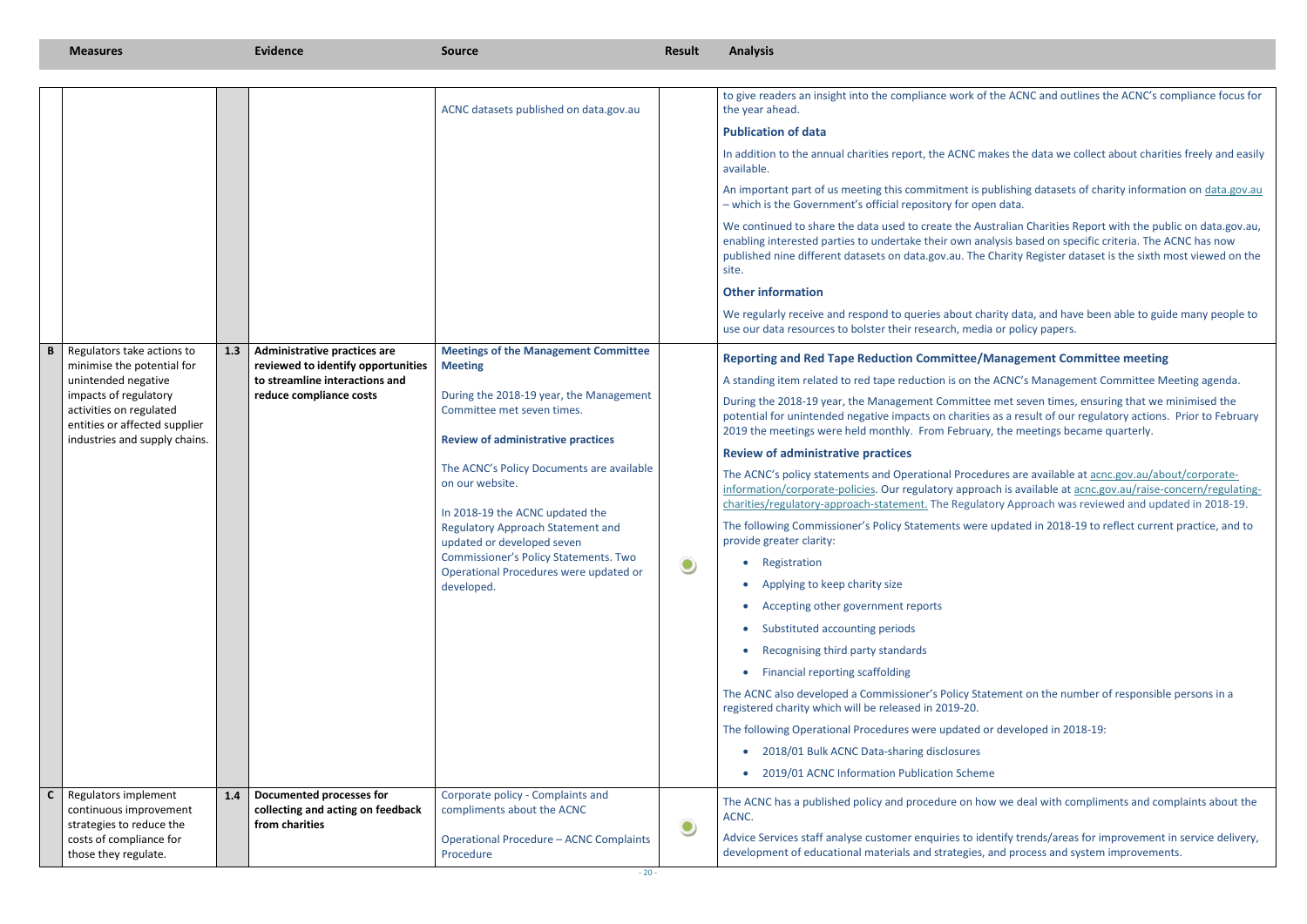| Measures | | | Evidence | Source | Result | Analysis |
|---|---|---|---|---|---|---|
| | | | | ACNC datasets published on data.gov.au | | to give readers an insight into the compliance work of the ACNC and outlines the ACNC's compliance focus for the year ahead. **Publication of data** In addition to the annual charities report, the ACNC makes the data we collect about charities freely and easily available. An important part of us meeting this commitment is publishing datasets of charity information on data.gov.au – which is the Government's official repository for open data. We continued to share the data used to create the Australian Charities Report with the public on data.gov.au, enabling interested parties to undertake their own analysis based on specific criteria. The ACNC has now published nine different datasets on data.gov.au. The Charity Register dataset is the sixth most viewed on the site. **Other information** We regularly receive and respond to queries about charity data, and have been able to guide many people to use our data resources to bolster their research, media or policy papers. |
| B | Regulators take actions to minimise the potential for unintended negative impacts of regulatory activities on regulated entities or affected supplier industries and supply chains. | 1.3 | **Administrative practices are reviewed to identify opportunities to streamline interactions and reduce compliance costs** | **Meetings of the Management Committee Meeting** During the 2018-19 year, the Management Committee met seven times. **Review of administrative practices** The ACNC's Policy Documents are available on our website. In 2018-19 the ACNC updated the Regulatory Approach Statement and updated or developed seven Commissioner's Policy Statements. Two Operational Procedures were updated or developed. | ● | **Reporting and Red Tape Reduction Committee/Management Committee meeting** A standing item related to red tape reduction is on the ACNC's Management Committee Meeting agenda. During the 2018-19 year, the Management Committee met seven times, ensuring that we minimised the potential for unintended negative impacts on charities as a result of our regulatory actions. Prior to February 2019 the meetings were held monthly. From February, the meetings became quarterly. **Review of administrative practices** The ACNC's policy statements and Operational Procedures are available at acnc.gov.au/about/corporate-information/corporate-policies. Our regulatory approach is available at acnc.gov.au/raise-concern/regulating-charities/regulatory-approach-statement. The Regulatory Approach was reviewed and updated in 2018-19. The following Commissioner's Policy Statements were updated in 2018-19 to reflect current practice, and to provide greater clarity: • Registration • Applying to keep charity size • Accepting other government reports • Substituted accounting periods • Recognising third party standards • Financial reporting scaffolding The ACNC also developed a Commissioner's Policy Statement on the number of responsible persons in a registered charity which will be released in 2019-20. The following Operational Procedures were updated or developed in 2018-19: • 2018/01 Bulk ACNC Data-sharing disclosures • 2019/01 ACNC Information Publication Scheme |
| C | Regulators implement continuous improvement strategies to reduce the costs of compliance for those they regulate. | 1.4 | **Documented processes for collecting and acting on feedback from charities** | Corporate policy - Complaints and compliments about the ACNC Operational Procedure – ACNC Complaints Procedure | ● | The ACNC has a published policy and procedure on how we deal with compliments and complaints about the ACNC. Advice Services staff analyse customer enquiries to identify trends/areas for improvement in service delivery, development of educational materials and strategies, and process and system improvements. |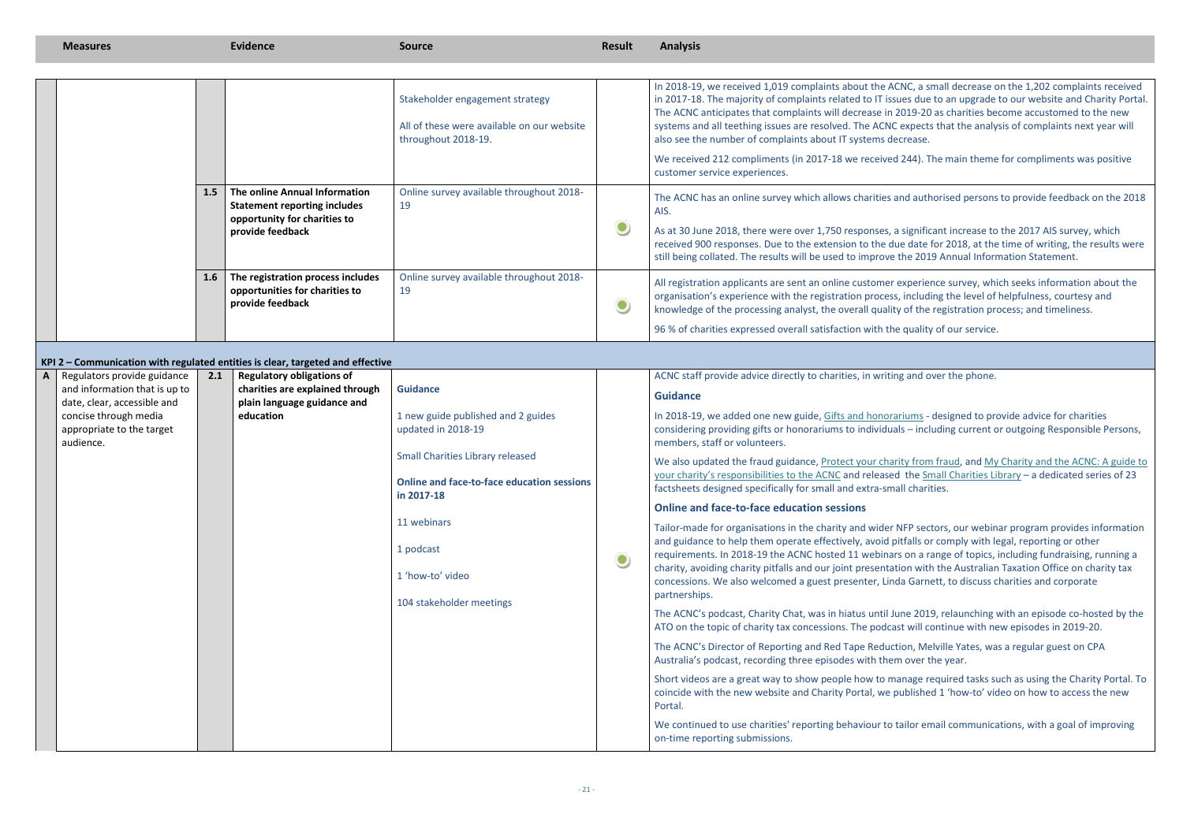| Measures | | | Evidence | Source | Result | Analysis |
|---|---|---|---|---|---|---|
| | | | | Stakeholder engagement strategy<br><br>All of these were available on our website throughout 2018-19. | | In 2018-19, we received 1,019 complaints about the ACNC, a small decrease on the 1,202 complaints received in 2017-18. The majority of complaints related to IT issues due to an upgrade to our website and Charity Portal. The ACNC anticipates that complaints will decrease in 2019-20 as charities become accustomed to the new systems and all teething issues are resolved. The ACNC expects that the analysis of complaints next year will also see the number of complaints about IT systems decrease.<br><br>We received 212 compliments (in 2017-18 we received 244). The main theme for compliments was positive customer service experiences. |
| | | 1.5 | **The online Annual Information Statement reporting includes opportunity for charities to provide feedback** | Online survey available throughout 2018-19 | ● | The ACNC has an online survey which allows charities and authorised persons to provide feedback on the 2018 AIS.<br><br>As at 30 June 2018, there were over 1,750 responses, a significant increase to the 2017 AIS survey, which received 900 responses. Due to the extension to the due date for 2018, at the time of writing, the results were still being collated. The results will be used to improve the 2019 Annual Information Statement. |
| | | 1.6 | **The registration process includes opportunities for charities to provide feedback** | Online survey available throughout 2018-19 | ● | All registration applicants are sent an online customer experience survey, which seeks information about the organisation's experience with the registration process, including the level of helpfulness, courtesy and knowledge of the processing analyst, the overall quality of the registration process; and timeliness.<br><br>96 % of charities expressed overall satisfaction with the quality of our service. |
| **KPI 2 – Communication with regulated entities is clear, targeted and effective** | | | | | | |
| A | Regulators provide guidance and information that is up to date, clear, accessible and concise through media appropriate to the target audience. | 2.1 | **Regulatory obligations of charities are explained through plain language guidance and education** | **Guidance**<br><br>1 new guide published and 2 guides updated in 2018-19<br><br>Small Charities Library released<br><br>**Online and face-to-face education sessions in 2017-18**<br><br>11 webinars<br><br>1 podcast<br><br>1 'how-to' video<br><br>104 stakeholder meetings | ● | ACNC staff provide advice directly to charities, in writing and over the phone.<br><br>**Guidance**<br><br>In 2018-19, we added one new guide, Gifts and honorariums - designed to provide advice for charities considering providing gifts or honorariums to individuals – including current or outgoing Responsible Persons, members, staff or volunteers.<br><br>We also updated the fraud guidance, Protect your charity from fraud, and My Charity and the ACNC: A guide to your charity's responsibilities to the ACNC and released the Small Charities Library – a dedicated series of 23 factsheets designed specifically for small and extra-small charities.<br><br>**Online and face-to-face education sessions**<br><br>Tailor-made for organisations in the charity and wider NFP sectors, our webinar program provides information and guidance to help them operate effectively, avoid pitfalls or comply with legal, reporting or other requirements. In 2018-19 the ACNC hosted 11 webinars on a range of topics, including fundraising, running a charity, avoiding charity pitfalls and our joint presentation with the Australian Taxation Office on charity tax concessions. We also welcomed a guest presenter, Linda Garnett, to discuss charities and corporate partnerships.<br><br>The ACNC's podcast, Charity Chat, was in hiatus until June 2019, relaunching with an episode co-hosted by the ATO on the topic of charity tax concessions. The podcast will continue with new episodes in 2019-20.<br><br>The ACNC's Director of Reporting and Red Tape Reduction, Melville Yates, was a regular guest on CPA Australia's podcast, recording three episodes with them over the year.<br><br>Short videos are a great way to show people how to manage required tasks such as using the Charity Portal. To coincide with the new website and Charity Portal, we published 1 'how-to' video on how to access the new Portal.<br><br>We continued to use charities' reporting behaviour to tailor email communications, with a goal of improving on-time reporting submissions. |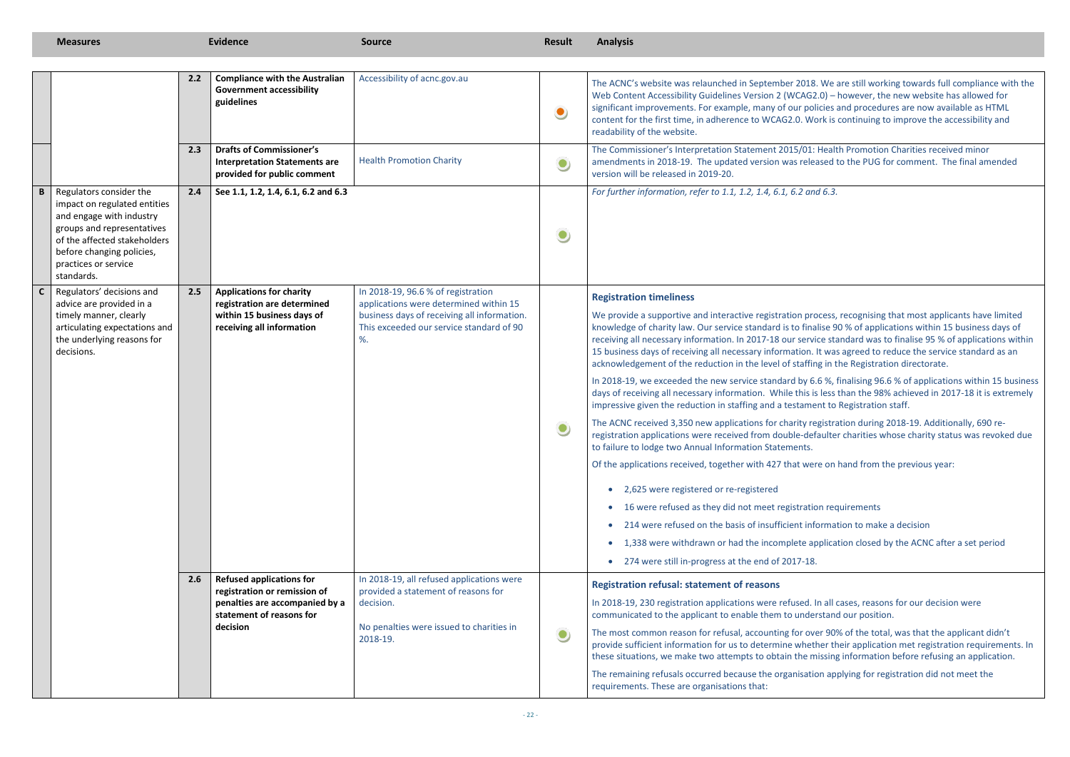| | Measures | | Evidence | Source | Result | Analysis |
|---|---|---|---|---|---|---|
| | | 2.2 | **Compliance with the Australian Government accessibility guidelines** | Accessibility of acnc.gov.au | ● (orange) | The ACNC's website was relaunched in September 2018. We are still working towards full compliance with the Web Content Accessibility Guidelines Version 2 (WCAG2.0) – however, the new website has allowed for significant improvements. For example, many of our policies and procedures are now available as HTML content for the first time, in adherence to WCAG2.0. Work is continuing to improve the accessibility and readability of the website. |
| | | 2.3 | **Drafts of Commissioner's Interpretation Statements are provided for public comment** | Health Promotion Charity | ● (green) | The Commissioner's Interpretation Statement 2015/01: Health Promotion Charities received minor amendments in 2018-19. The updated version was released to the PUG for comment. The final amended version will be released in 2019-20. |
| **B** | Regulators consider the impact on regulated entities and engage with industry groups and representatives of the affected stakeholders before changing policies, practices or service standards. | 2.4 | **See 1.1, 1.2, 1.4, 6.1, 6.2 and 6.3** | | ● (green) | *For further information, refer to 1.1, 1.2, 1.4, 6.1, 6.2 and 6.3.* |
| **C** | Regulators' decisions and advice are provided in a timely manner, clearly articulating expectations and the underlying reasons for decisions. | 2.5 | **Applications for charity registration are determined within 15 business days of receiving all information** | In 2018-19, 96.6 % of registration applications were determined within 15 business days of receiving all information. This exceeded our service standard of 90 %. | ● (green) | **Registration timeliness**<br><br>We provide a supportive and interactive registration process, recognising that most applicants have limited knowledge of charity law. Our service standard is to finalise 90 % of applications within 15 business days of receiving all necessary information. In 2017-18 our service standard was to finalise 95 % of applications within 15 business days of receiving all necessary information. It was agreed to reduce the service standard as an acknowledgement of the reduction in the level of staffing in the Registration directorate.<br><br>In 2018-19, we exceeded the new service standard by 6.6 %, finalising 96.6 % of applications within 15 business days of receiving all necessary information. While this is less than the 98% achieved in 2017-18 it is extremely impressive given the reduction in staffing and a testament to Registration staff.<br><br>The ACNC received 3,350 new applications for charity registration during 2018-19. Additionally, 690 re-registration applications were received from double-defaulter charities whose charity status was revoked due to failure to lodge two Annual Information Statements.<br><br>Of the applications received, together with 427 that were on hand from the previous year:<br><br>• 2,625 were registered or re-registered<br>• 16 were refused as they did not meet registration requirements<br>• 214 were refused on the basis of insufficient information to make a decision<br>• 1,338 were withdrawn or had the incomplete application closed by the ACNC after a set period<br>• 274 were still in-progress at the end of 2017-18. |
| | | 2.6 | **Refused applications for registration or remission of penalties are accompanied by a statement of reasons for decision** | In 2018-19, all refused applications were provided a statement of reasons for decision.<br><br>No penalties were issued to charities in 2018-19. | ● (green) | **Registration refusal: statement of reasons**<br><br>In 2018-19, 230 registration applications were refused. In all cases, reasons for our decision were communicated to the applicant to enable them to understand our position.<br><br>The most common reason for refusal, accounting for over 90% of the total, was that the applicant didn't provide sufficient information for us to determine whether their application met registration requirements. In these situations, we make two attempts to obtain the missing information before refusing an application.<br><br>The remaining refusals occurred because the organisation applying for registration did not meet the requirements. These are organisations that: |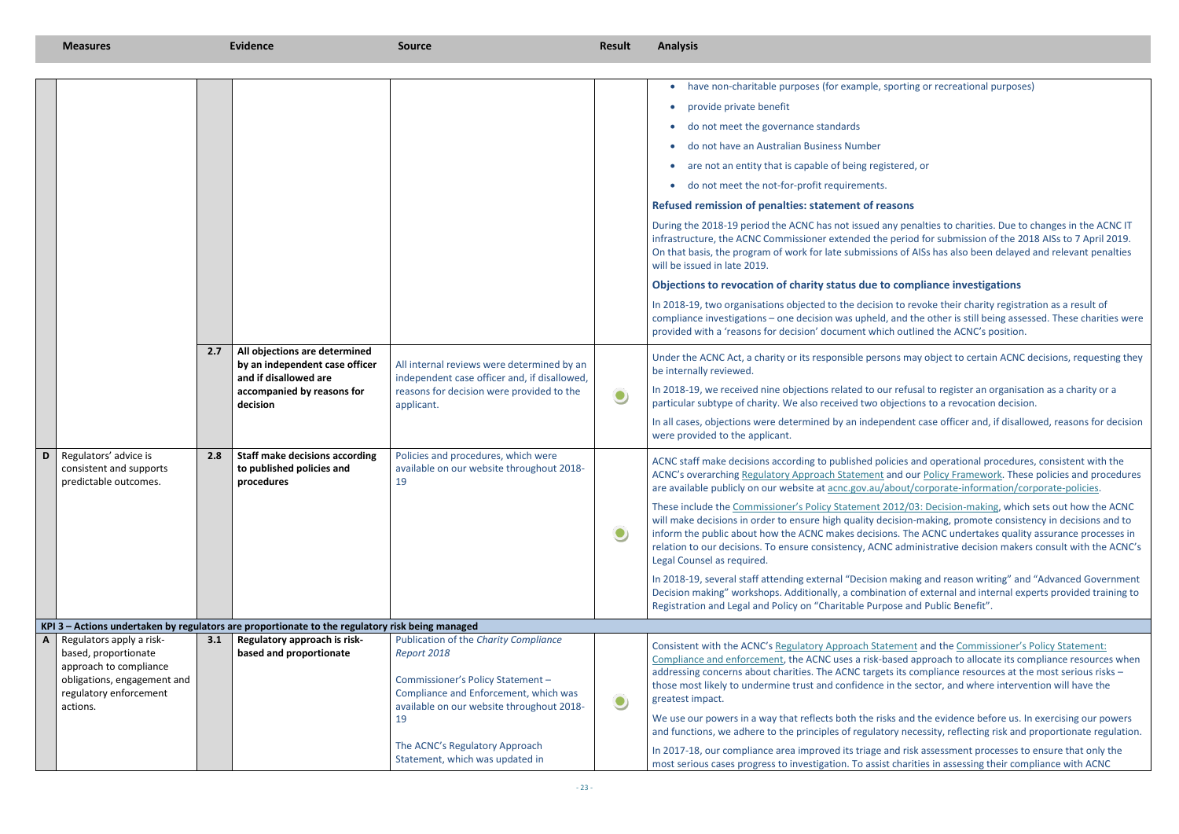| Measures | | | Evidence | Source | Result | Analysis |
|---|---|---|---|---|---|---|
| | | | | | | • have non-charitable purposes (for example, sporting or recreational purposes)<br>• provide private benefit<br>• do not meet the governance standards<br>• do not have an Australian Business Number<br>• are not an entity that is capable of being registered, or<br>• do not meet the not-for-profit requirements.<br>**Refused remission of penalties: statement of reasons**<br>During the 2018-19 period the ACNC has not issued any penalties to charities. Due to changes in the ACNC IT infrastructure, the ACNC Commissioner extended the period for submission of the 2018 AISs to 7 April 2019. On that basis, the program of work for late submissions of AISs has also been delayed and relevant penalties will be issued in late 2019.<br>**Objections to revocation of charity status due to compliance investigations**<br>In 2018-19, two organisations objected to the decision to revoke their charity registration as a result of compliance investigations – one decision was upheld, and the other is still being assessed. These charities were provided with a 'reasons for decision' document which outlined the ACNC's position. |
| | | 2.7 | **All objections are determined by an independent case officer and if disallowed are accompanied by reasons for decision** | All internal reviews were determined by an independent case officer and, if disallowed, reasons for decision were provided to the applicant. | ● | Under the ACNC Act, a charity or its responsible persons may object to certain ACNC decisions, requesting they be internally reviewed.<br>In 2018-19, we received nine objections related to our refusal to register an organisation as a charity or a particular subtype of charity. We also received two objections to a revocation decision.<br>In all cases, objections were determined by an independent case officer and, if disallowed, reasons for decision were provided to the applicant. |
| D | Regulators' advice is consistent and supports predictable outcomes. | 2.8 | **Staff make decisions according to published policies and procedures** | Policies and procedures, which were available on our website throughout 2018-19 | ● | ACNC staff make decisions according to published policies and operational procedures, consistent with the ACNC's overarching Regulatory Approach Statement and our Policy Framework. These policies and procedures are available publicly on our website at acnc.gov.au/about/corporate-information/corporate-policies.<br>These include the Commissioner's Policy Statement 2012/03: Decision-making, which sets out how the ACNC will make decisions in order to ensure high quality decision-making, promote consistency in decisions and to inform the public about how the ACNC makes decisions. The ACNC undertakes quality assurance processes in relation to our decisions. To ensure consistency, ACNC administrative decision makers consult with the ACNC's Legal Counsel as required.<br>In 2018-19, several staff attending external "Decision making and reason writing" and "Advanced Government Decision making" workshops. Additionally, a combination of external and internal experts provided training to Registration and Legal and Policy on "Charitable Purpose and Public Benefit". |
| **KPI 3 – Actions undertaken by regulators are proportionate to the regulatory risk being managed** | | | | | | |
| A | Regulators apply a risk-based, proportionate approach to compliance obligations, engagement and regulatory enforcement actions. | 3.1 | **Regulatory approach is risk-based and proportionate** | Publication of the *Charity Compliance Report 2018*<br><br>Commissioner's Policy Statement – Compliance and Enforcement, which was available on our website throughout 2018-19<br><br>The ACNC's Regulatory Approach Statement, which was updated in | ● | Consistent with the ACNC's Regulatory Approach Statement and the Commissioner's Policy Statement: Compliance and enforcement, the ACNC uses a risk-based approach to allocate its compliance resources when addressing concerns about charities. The ACNC targets its compliance resources at the most serious risks – those most likely to undermine trust and confidence in the sector, and where intervention will have the greatest impact.<br>We use our powers in a way that reflects both the risks and the evidence before us. In exercising our powers and functions, we adhere to the principles of regulatory necessity, reflecting risk and proportionate regulation.<br>In 2017-18, our compliance area improved its triage and risk assessment processes to ensure that only the most serious cases progress to investigation. To assist charities in assessing their compliance with ACNC |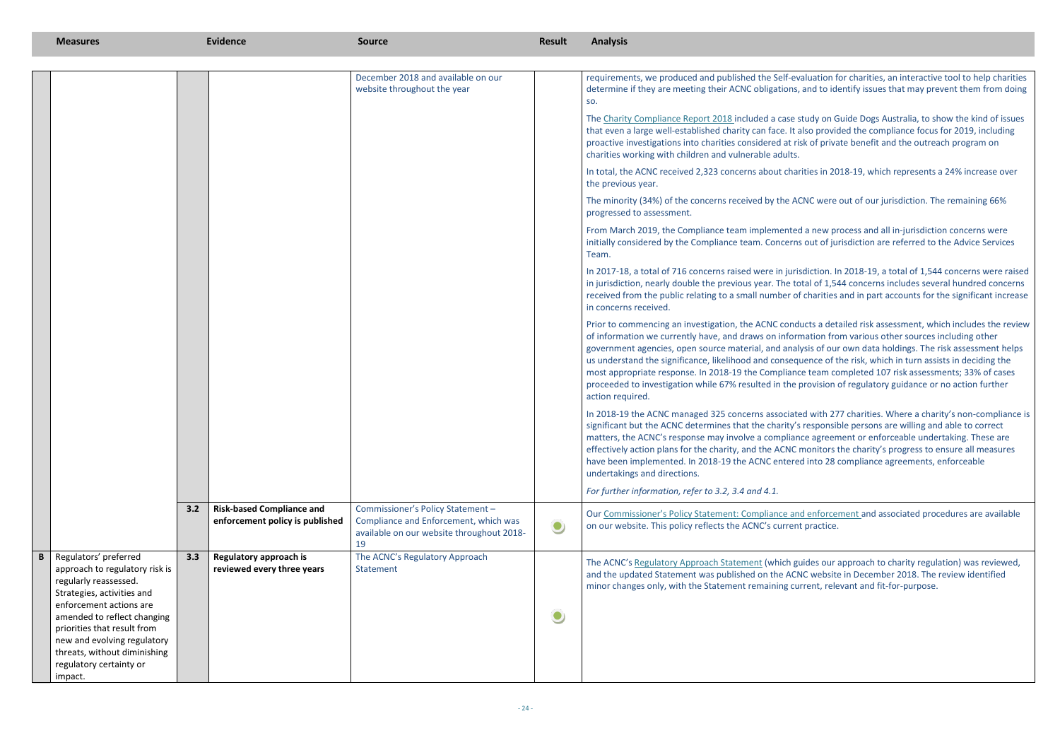| | Measures | | Evidence | Source | Result | Analysis |
|---|---|---|---|---|---|---|
| | | | | December 2018 and available on our website throughout the year | | requirements, we produced and published the Self-evaluation for charities, an interactive tool to help charities determine if they are meeting their ACNC obligations, and to identify issues that may prevent them from doing so.<br><br>The Charity Compliance Report 2018 included a case study on Guide Dogs Australia, to show the kind of issues that even a large well-established charity can face. It also provided the compliance focus for 2019, including proactive investigations into charities considered at risk of private benefit and the outreach program on charities working with children and vulnerable adults.<br><br>In total, the ACNC received 2,323 concerns about charities in 2018-19, which represents a 24% increase over the previous year.<br><br>The minority (34%) of the concerns received by the ACNC were out of our jurisdiction. The remaining 66% progressed to assessment.<br><br>From March 2019, the Compliance team implemented a new process and all in-jurisdiction concerns were initially considered by the Compliance team. Concerns out of jurisdiction are referred to the Advice Services Team.<br><br>In 2017-18, a total of 716 concerns raised were in jurisdiction. In 2018-19, a total of 1,544 concerns were raised in jurisdiction, nearly double the previous year. The total of 1,544 concerns includes several hundred concerns received from the public relating to a small number of charities and in part accounts for the significant increase in concerns received.<br><br>Prior to commencing an investigation, the ACNC conducts a detailed risk assessment, which includes the review of information we currently have, and draws on information from various other sources including other government agencies, open source material, and analysis of our own data holdings. The risk assessment helps us understand the significance, likelihood and consequence of the risk, which in turn assists in deciding the most appropriate response. In 2018-19 the Compliance team completed 107 risk assessments; 33% of cases proceeded to investigation while 67% resulted in the provision of regulatory guidance or no action further action required.<br><br>In 2018-19 the ACNC managed 325 concerns associated with 277 charities. Where a charity's non-compliance is significant but the ACNC determines that the charity's responsible persons are willing and able to correct matters, the ACNC's response may involve a compliance agreement or enforceable undertaking. These are effectively action plans for the charity, and the ACNC monitors the charity's progress to ensure all measures have been implemented. In 2018-19 the ACNC entered into 28 compliance agreements, enforceable undertakings and directions.<br><br>*For further information, refer to 3.2, 3.4 and 4.1.* |
| | | 3.2 | **Risk-based Compliance and enforcement policy is published** | Commissioner's Policy Statement – Compliance and Enforcement, which was available on our website throughout 2018-19 | ● | Our Commissioner's Policy Statement: Compliance and enforcement and associated procedures are available on our website. This policy reflects the ACNC's current practice. |
| **B** | Regulators' preferred approach to regulatory risk is regularly reassessed. Strategies, activities and enforcement actions are amended to reflect changing priorities that result from new and evolving regulatory threats, without diminishing regulatory certainty or impact. | 3.3 | **Regulatory approach is reviewed every three years** | The ACNC's Regulatory Approach Statement | ● | The ACNC's Regulatory Approach Statement (which guides our approach to charity regulation) was reviewed, and the updated Statement was published on the ACNC website in December 2018. The review identified minor changes only, with the Statement remaining current, relevant and fit-for-purpose. |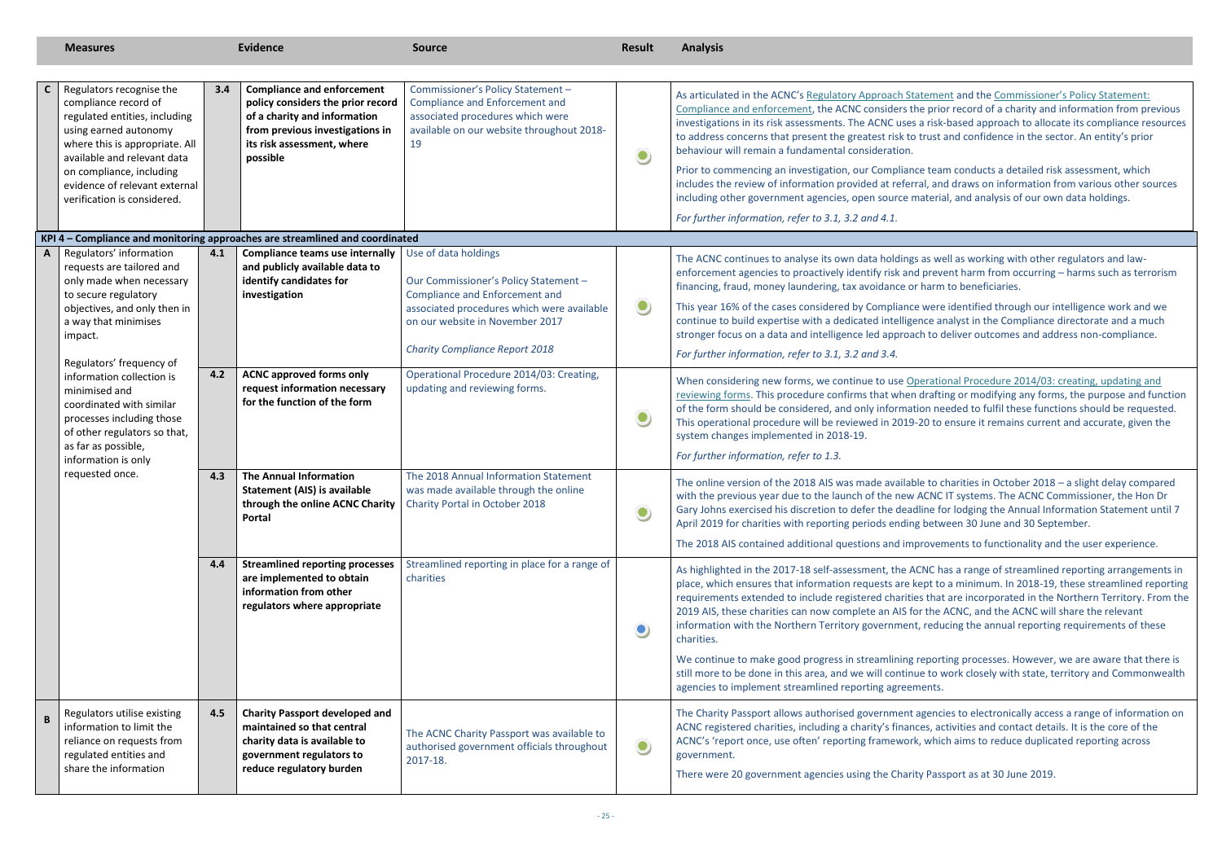| | Measures | | Evidence | Source | Result | Analysis |
|---|---|---|---|---|---|---|
| **C** | Regulators recognise the compliance record of regulated entities, including using earned autonomy where this is appropriate. All available and relevant data on compliance, including evidence of relevant external verification is considered. | **3.4** | **Compliance and enforcement policy considers the prior record of a charity and information from previous investigations in its risk assessment, where possible** | Commissioner's Policy Statement – Compliance and Enforcement and associated procedures which were available on our website throughout 2018-19 | ● | As articulated in the ACNC's Regulatory Approach Statement and the Commissioner's Policy Statement: Compliance and enforcement, the ACNC considers the prior record of a charity and information from previous investigations in its risk assessments. The ACNC uses a risk-based approach to allocate its compliance resources to address concerns that present the greatest risk to trust and confidence in the sector. An entity's prior behaviour will remain a fundamental consideration.<br><br>Prior to commencing an investigation, our Compliance team conducts a detailed risk assessment, which includes the review of information provided at referral, and draws on information from various other sources including other government agencies, open source material, and analysis of our own data holdings.<br><br>*For further information, refer to 3.1, 3.2 and 4.1.* |
| **KPI 4 – Compliance and monitoring approaches are streamlined and coordinated** | | | | | | |
| **A** | Regulators' information requests are tailored and only made when necessary to secure regulatory objectives, and only then in a way that minimises impact.<br><br>Regulators' frequency of information collection is minimised and coordinated with similar processes including those of other regulators so that, as far as possible, information is only requested once. | **4.1** | **Compliance teams use internally and publicly available data to identify candidates for investigation** | Use of data holdings<br><br>Our Commissioner's Policy Statement – Compliance and Enforcement and associated procedures which were available on our website in November 2017<br><br>*Charity Compliance Report 2018* | ● | The ACNC continues to analyse its own data holdings as well as working with other regulators and law-enforcement agencies to proactively identify risk and prevent harm from occurring – harms such as terrorism financing, fraud, money laundering, tax avoidance or harm to beneficiaries.<br><br>This year 16% of the cases considered by Compliance were identified through our intelligence work and we continue to build expertise with a dedicated intelligence analyst in the Compliance directorate and a much stronger focus on a data and intelligence led approach to deliver outcomes and address non-compliance.<br><br>*For further information, refer to 3.1, 3.2 and 3.4.* |
| | | **4.2** | **ACNC approved forms only request information necessary for the function of the form** | Operational Procedure 2014/03: Creating, updating and reviewing forms. | ● | When considering new forms, we continue to use Operational Procedure 2014/03: creating, updating and reviewing forms. This procedure confirms that when drafting or modifying any forms, the purpose and function of the form should be considered, and only information needed to fulfil these functions should be requested. This operational procedure will be reviewed in 2019-20 to ensure it remains current and accurate, given the system changes implemented in 2018-19.<br><br>*For further information, refer to 1.3.* |
| | | **4.3** | **The Annual Information Statement (AIS) is available through the online ACNC Charity Portal** | The 2018 Annual Information Statement was made available through the online Charity Portal in October 2018 | ● | The online version of the 2018 AIS was made available to charities in October 2018 – a slight delay compared with the previous year due to the launch of the new ACNC IT systems. The ACNC Commissioner, the Hon Dr Gary Johns exercised his discretion to defer the deadline for lodging the Annual Information Statement until 7 April 2019 for charities with reporting periods ending between 30 June and 30 September.<br><br>The 2018 AIS contained additional questions and improvements to functionality and the user experience. |
| | | **4.4** | **Streamlined reporting processes are implemented to obtain information from other regulators where appropriate** | Streamlined reporting in place for a range of charities | ● | As highlighted in the 2017-18 self-assessment, the ACNC has a range of streamlined reporting arrangements in place, which ensures that information requests are kept to a minimum. In 2018-19, these streamlined reporting requirements extended to include registered charities that are incorporated in the Northern Territory. From the 2019 AIS, these charities can now complete an AIS for the ACNC, and the ACNC will share the relevant information with the Northern Territory government, reducing the annual reporting requirements of these charities.<br><br>We continue to make good progress in streamlining reporting processes. However, we are aware that there is still more to be done in this area, and we will continue to work closely with state, territory and Commonwealth agencies to implement streamlined reporting agreements. |
| **B** | Regulators utilise existing information to limit the reliance on requests from regulated entities and share the information | **4.5** | **Charity Passport developed and maintained so that central charity data is available to government regulators to reduce regulatory burden** | The ACNC Charity Passport was available to authorised government officials throughout 2017-18. | ● | The Charity Passport allows authorised government agencies to electronically access a range of information on ACNC registered charities, including a charity's finances, activities and contact details. It is the core of the ACNC's 'report once, use often' reporting framework, which aims to reduce duplicated reporting across government.<br><br>There were 20 government agencies using the Charity Passport as at 30 June 2019. |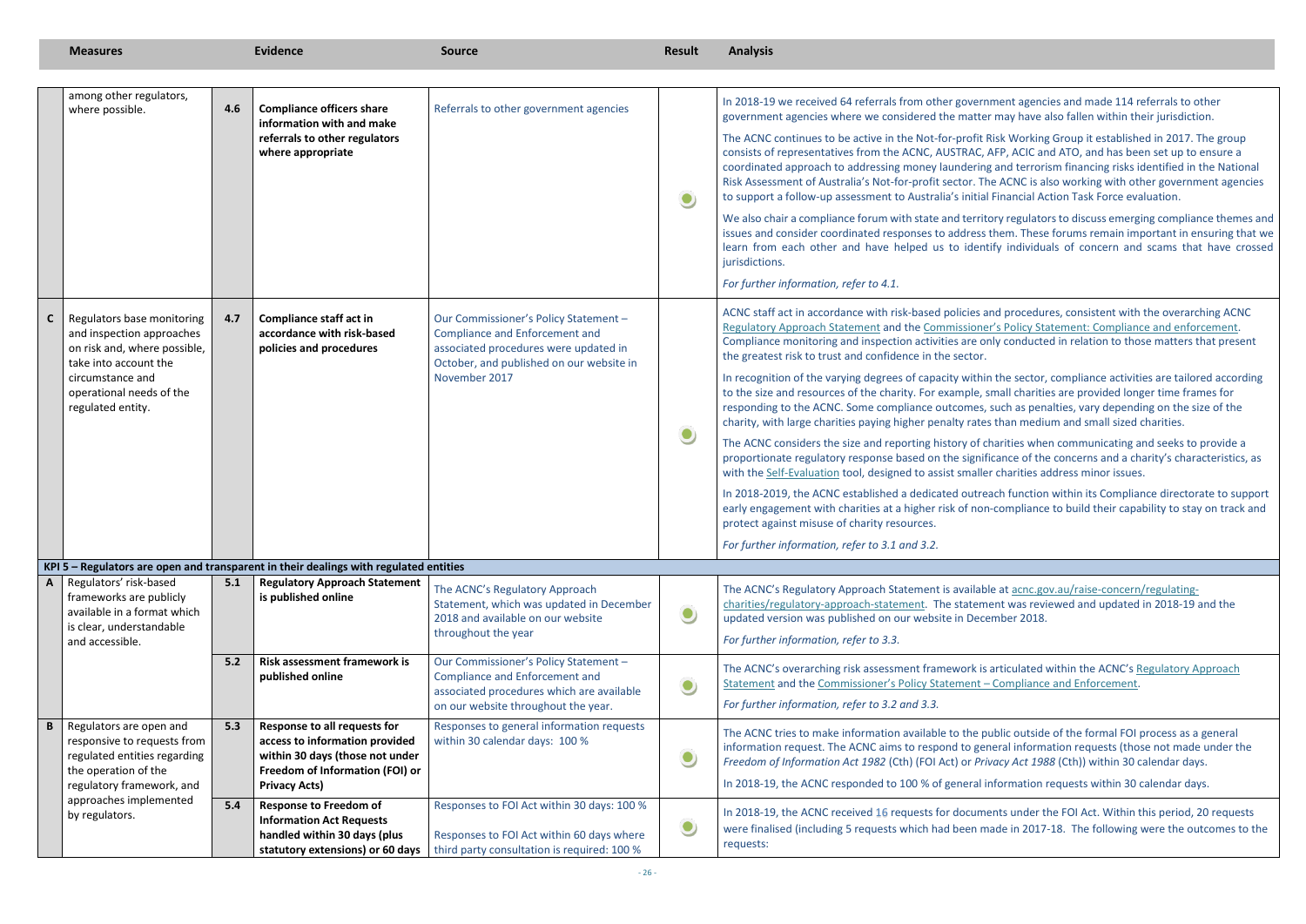| | Measures | | Evidence | Source | Result | Analysis |
|---|---|---|---|---|---|---|
| | among other regulators, where possible. | 4.6 | **Compliance officers share information with and make referrals to other regulators where appropriate** | Referrals to other government agencies | ● | In 2018-19 we received 64 referrals from other government agencies and made 114 referrals to other government agencies where we considered the matter may have also fallen within their jurisdiction.<br><br>The ACNC continues to be active in the Not-for-profit Risk Working Group it established in 2017. The group consists of representatives from the ACNC, AUSTRAC, AFP, ACIC and ATO, and has been set up to ensure a coordinated approach to addressing money laundering and terrorism financing risks identified in the National Risk Assessment of Australia's Not-for-profit sector. The ACNC is also working with other government agencies to support a follow-up assessment to Australia's initial Financial Action Task Force evaluation.<br><br>We also chair a compliance forum with state and territory regulators to discuss emerging compliance themes and issues and consider coordinated responses to address them. These forums remain important in ensuring that we learn from each other and have helped us to identify individuals of concern and scams that have crossed jurisdictions.<br><br>*For further information, refer to 4.1.* |
| **C** | Regulators base monitoring and inspection approaches on risk and, where possible, take into account the circumstance and operational needs of the regulated entity. | 4.7 | **Compliance staff act in accordance with risk-based policies and procedures** | Our Commissioner's Policy Statement – Compliance and Enforcement and associated procedures were updated in October, and published on our website in November 2017 | ● | ACNC staff act in accordance with risk-based policies and procedures, consistent with the overarching ACNC Regulatory Approach Statement and the Commissioner's Policy Statement: Compliance and enforcement. Compliance monitoring and inspection activities are only conducted in relation to those matters that present the greatest risk to trust and confidence in the sector.<br><br>In recognition of the varying degrees of capacity within the sector, compliance activities are tailored according to the size and resources of the charity. For example, small charities are provided longer time frames for responding to the ACNC. Some compliance outcomes, such as penalties, vary depending on the size of the charity, with large charities paying higher penalty rates than medium and small sized charities.<br><br>The ACNC considers the size and reporting history of charities when communicating and seeks to provide a proportionate regulatory response based on the significance of the concerns and a charity's characteristics, as with the Self-Evaluation tool, designed to assist smaller charities address minor issues.<br><br>In 2018-2019, the ACNC established a dedicated outreach function within its Compliance directorate to support early engagement with charities at a higher risk of non-compliance to build their capability to stay on track and protect against misuse of charity resources.<br><br>*For further information, refer to 3.1 and 3.2.* |
| **KPI 5 – Regulators are open and transparent in their dealings with regulated entities** | | | | | | |
| **A** | Regulators' risk-based frameworks are publicly available in a format which is clear, understandable and accessible. | 5.1 | **Regulatory Approach Statement is published online** | The ACNC's Regulatory Approach Statement, which was updated in December 2018 and available on our website throughout the year | ● | The ACNC's Regulatory Approach Statement is available at acnc.gov.au/raise-concern/regulating-charities/regulatory-approach-statement. The statement was reviewed and updated in 2018-19 and the updated version was published on our website in December 2018.<br><br>*For further information, refer to 3.3.* |
| | | 5.2 | **Risk assessment framework is published online** | Our Commissioner's Policy Statement – Compliance and Enforcement and associated procedures which are available on our website throughout the year. | ● | The ACNC's overarching risk assessment framework is articulated within the ACNC's Regulatory Approach Statement and the Commissioner's Policy Statement – Compliance and Enforcement.<br><br>*For further information, refer to 3.2 and 3.3.* |
| **B** | Regulators are open and responsive to requests from regulated entities regarding the operation of the regulatory framework, and approaches implemented by regulators. | 5.3 | **Response to all requests for information provided within 30 days (those not under Freedom of Information (FOI) or Privacy Acts)** | Responses to general information requests within 30 calendar days: 100 % | ● | The ACNC tries to make information available to the public outside of the formal FOI process as a general information request. The ACNC aims to respond to general information requests (those not made under the *Freedom of Information Act 1982* (Cth) (FOI Act) or *Privacy Act 1988* (Cth)) within 30 calendar days.<br><br>In 2018-19, the ACNC responded to 100 % of general information requests within 30 calendar days. |
| | | 5.4 | **Response to Freedom of Information Act Requests handled within 30 days (plus statutory extensions) or 60 days** | Responses to FOI Act within 30 days: 100 %<br><br>Responses to FOI Act within 60 days where third party consultation is required: 100 % | ● | In 2018-19, the ACNC received 16 requests for documents under the FOI Act. Within this period, 20 requests were finalised (including 5 requests which had been made in 2017-18. The following were the outcomes to the requests: |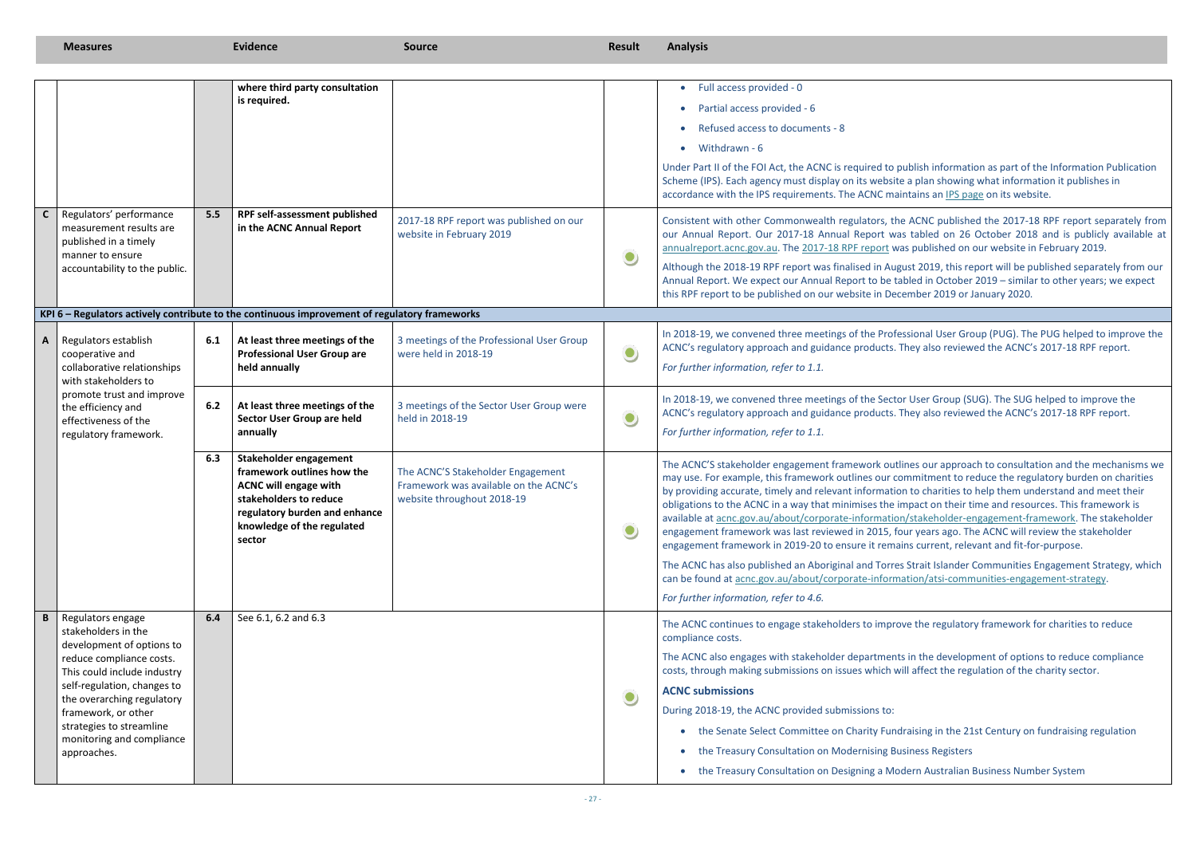| Measures | | | Evidence | Source | Result | Analysis |
|---|---|---|---|---|---|---|
| | | | **where third party consultation is required.** | | | • Full access provided - 0<br>• Partial access provided - 6<br>• Refused access to documents - 8<br>• Withdrawn - 6<br>Under Part II of the FOI Act, the ACNC is required to publish information as part of the Information Publication Scheme (IPS). Each agency must display on its website a plan showing what information it publishes in accordance with the IPS requirements. The ACNC maintains an IPS page on its website. |
| **C** | Regulators' performance measurement results are published in a timely manner to ensure accountability to the public. | 5.5 | **RPF self-assessment published in the ACNC Annual Report** | 2017-18 RPF report was published on our website in February 2019 | ● | Consistent with other Commonwealth regulators, the ACNC published the 2017-18 RPF report separately from our Annual Report. Our 2017-18 Annual Report was tabled on 26 October 2018 and is publicly available at annualreport.acnc.gov.au. The 2017-18 RPF report was published on our website in February 2019.<br>Although the 2018-19 RPF report was finalised in August 2019, this report will be published separately from our Annual Report. We expect our Annual Report to be tabled in October 2019 – similar to other years; we expect this RPF report to be published on our website in December 2019 or January 2020. |
| **KPI 6 – Regulators actively contribute to the continuous improvement of regulatory frameworks** | | | | | | |
| **A** | Regulators establish cooperative and collaborative relationships with stakeholders to promote trust and improve the efficiency and effectiveness of the regulatory framework. | 6.1 | **At least three meetings of the Professional User Group are held annually** | 3 meetings of the Professional User Group were held in 2018-19 | ● | In 2018-19, we convened three meetings of the Professional User Group (PUG). The PUG helped to improve the ACNC's regulatory approach and guidance products. They also reviewed the ACNC's 2017-18 RPF report.<br>*For further information, refer to 1.1.* |
| | | 6.2 | **At least three meetings of the Sector User Group are held annually** | 3 meetings of the Sector User Group were held in 2018-19 | ● | In 2018-19, we convened three meetings of the Sector User Group (SUG). The SUG helped to improve the ACNC's regulatory approach and guidance products. They also reviewed the ACNC's 2017-18 RPF report.<br>*For further information, refer to 1.1.* |
| | | 6.3 | **Stakeholder engagement framework outlines how the ACNC will engage with stakeholders to reduce regulatory burden and enhance knowledge of the regulated sector** | The ACNC'S Stakeholder Engagement Framework was available on the ACNC's website throughout 2018-19 | ● | The ACNC'S stakeholder engagement framework outlines our approach to consultation and the mechanisms we may use. For example, this framework outlines our commitment to reduce the regulatory burden on charities by providing accurate, timely and relevant information to charities to help them understand and meet their obligations to the ACNC in a way that minimises the impact on their time and resources. This framework is available at acnc.gov.au/about/corporate-information/stakeholder-engagement-framework. The stakeholder engagement framework was last reviewed in 2015, four years ago. The ACNC will review the stakeholder engagement framework in 2019-20 to ensure it remains current, relevant and fit-for-purpose.<br>The ACNC has also published an Aboriginal and Torres Strait Islander Communities Engagement Strategy, which can be found at acnc.gov.au/about/corporate-information/atsi-communities-engagement-strategy.<br>*For further information, refer to 4.6.* |
| **B** | Regulators engage stakeholders in the development of options to reduce compliance costs. This could include industry self-regulation, changes to the overarching regulatory framework, or other strategies to streamline monitoring and compliance approaches. | 6.4 | See 6.1, 6.2 and 6.3 | | ● | The ACNC continues to engage stakeholders to improve the regulatory framework for charities to reduce compliance costs.<br>The ACNC also engages with stakeholder departments in the development of options to reduce compliance costs, through making submissions on issues which will affect the regulation of the charity sector.<br>**ACNC submissions**<br>During 2018-19, the ACNC provided submissions to:<br>• the Senate Select Committee on Charity Fundraising in the 21st Century on fundraising regulation<br>• the Treasury Consultation on Modernising Business Registers<br>• the Treasury Consultation on Designing a Modern Australian Business Number System |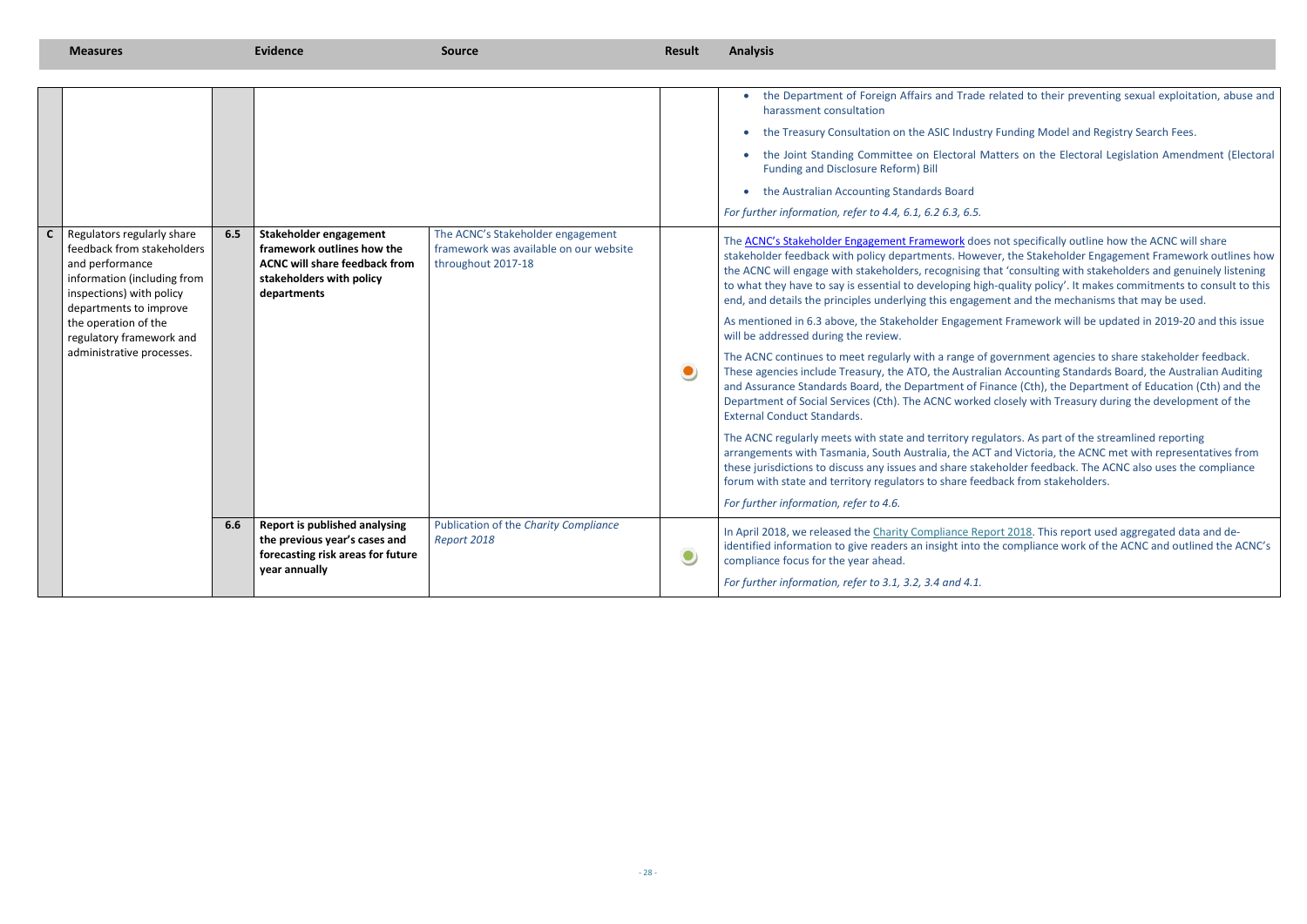| | Measures | | Evidence | Source | Result | Analysis |
|---|---|---|---|---|---|---|
| | | | | | | • the Department of Foreign Affairs and Trade related to their preventing sexual exploitation, abuse and harassment consultation<br>• the Treasury Consultation on the ASIC Industry Funding Model and Registry Search Fees.<br>• the Joint Standing Committee on Electoral Matters on the Electoral Legislation Amendment (Electoral Funding and Disclosure Reform) Bill<br>• the Australian Accounting Standards Board<br>*For further information, refer to 4.4, 6.1, 6.2 6.3, 6.5.* |
| C | Regulators regularly share feedback from stakeholders and performance information (including from inspections) with policy departments to improve the operation of the regulatory framework and administrative processes. | 6.5 | **Stakeholder engagement framework outlines how the ACNC will share feedback from stakeholders with policy departments** | The ACNC's Stakeholder engagement framework was available on our website throughout 2017-18 | Orange | The ACNC's Stakeholder Engagement Framework does not specifically outline how the ACNC will share stakeholder feedback with policy departments. However, the Stakeholder Engagement Framework outlines how the ACNC will engage with stakeholders, recognising that 'consulting with stakeholders and genuinely listening to what they have to say is essential to developing high-quality policy'. It makes commitments to consult to this end, and details the principles underlying this engagement and the mechanisms that may be used.<br><br>As mentioned in 6.3 above, the Stakeholder Engagement Framework will be updated in 2019-20 and this issue will be addressed during the review.<br><br>The ACNC continues to meet regularly with a range of government agencies to share stakeholder feedback. These agencies include Treasury, the ATO, the Australian Accounting Standards Board, the Australian Auditing and Assurance Standards Board, the Department of Finance (Cth), the Department of Education (Cth) and the Department of Social Services (Cth). The ACNC worked closely with Treasury during the development of the External Conduct Standards.<br><br>The ACNC regularly meets with state and territory regulators. As part of the streamlined reporting arrangements with Tasmania, South Australia, the ACT and Victoria, the ACNC met with representatives from these jurisdictions to discuss any issues and share stakeholder feedback. The ACNC also uses the compliance forum with state and territory regulators to share feedback from stakeholders.<br><br>*For further information, refer to 4.6.* |
| | | 6.6 | **Report is published analysing the previous year's cases and forecasting risk areas for future year annually** | Publication of the *Charity Compliance Report 2018* | Green | In April 2018, we released the Charity Compliance Report 2018. This report used aggregated data and de-identified information to give readers an insight into the compliance work of the ACNC and outlined the ACNC's compliance focus for the year ahead.<br><br>*For further information, refer to 3.1, 3.2, 3.4 and 4.1.* |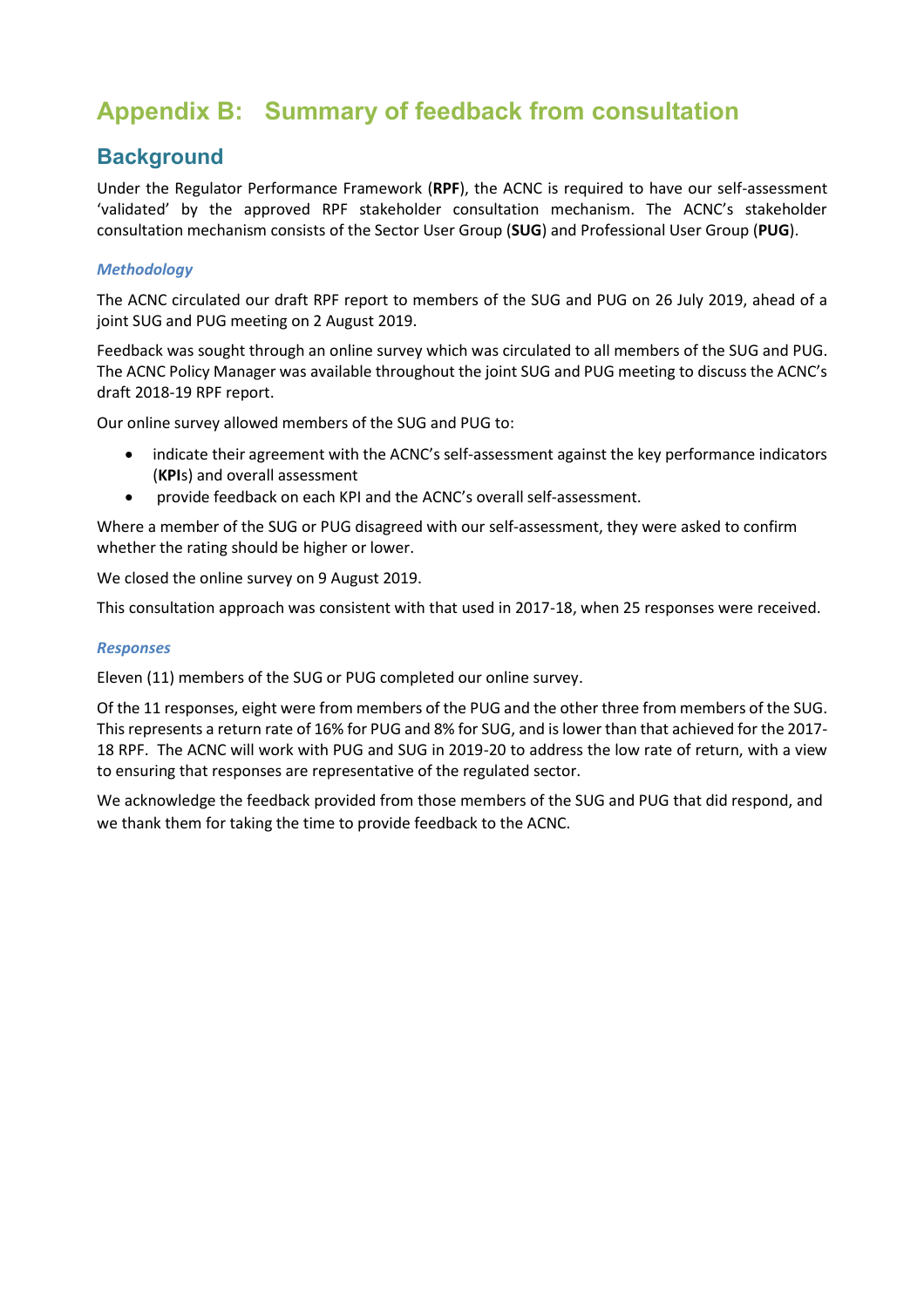# Appendix B: Summary of feedback from consultation

## Background

Under the Regulator Performance Framework (**RPF**), the ACNC is required to have our self-assessment 'validated' by the approved RPF stakeholder consultation mechanism. The ACNC's stakeholder consultation mechanism consists of the Sector User Group (**SUG**) and Professional User Group (**PUG**).

### *Methodology*

The ACNC circulated our draft RPF report to members of the SUG and PUG on 26 July 2019, ahead of a joint SUG and PUG meeting on 2 August 2019.

Feedback was sought through an online survey which was circulated to all members of the SUG and PUG. The ACNC Policy Manager was available throughout the joint SUG and PUG meeting to discuss the ACNC's draft 2018-19 RPF report.

Our online survey allowed members of the SUG and PUG to:

- indicate their agreement with the ACNC's self-assessment against the key performance indicators (**KPI**s) and overall assessment
- provide feedback on each KPI and the ACNC's overall self-assessment.

Where a member of the SUG or PUG disagreed with our self-assessment, they were asked to confirm whether the rating should be higher or lower.

We closed the online survey on 9 August 2019.

This consultation approach was consistent with that used in 2017-18, when 25 responses were received.

### *Responses*

Eleven (11) members of the SUG or PUG completed our online survey.

Of the 11 responses, eight were from members of the PUG and the other three from members of the SUG. This represents a return rate of 16% for PUG and 8% for SUG, and is lower than that achieved for the 2017-18 RPF. The ACNC will work with PUG and SUG in 2019-20 to address the low rate of return, with a view to ensuring that responses are representative of the regulated sector.

We acknowledge the feedback provided from those members of the SUG and PUG that did respond, and we thank them for taking the time to provide feedback to the ACNC.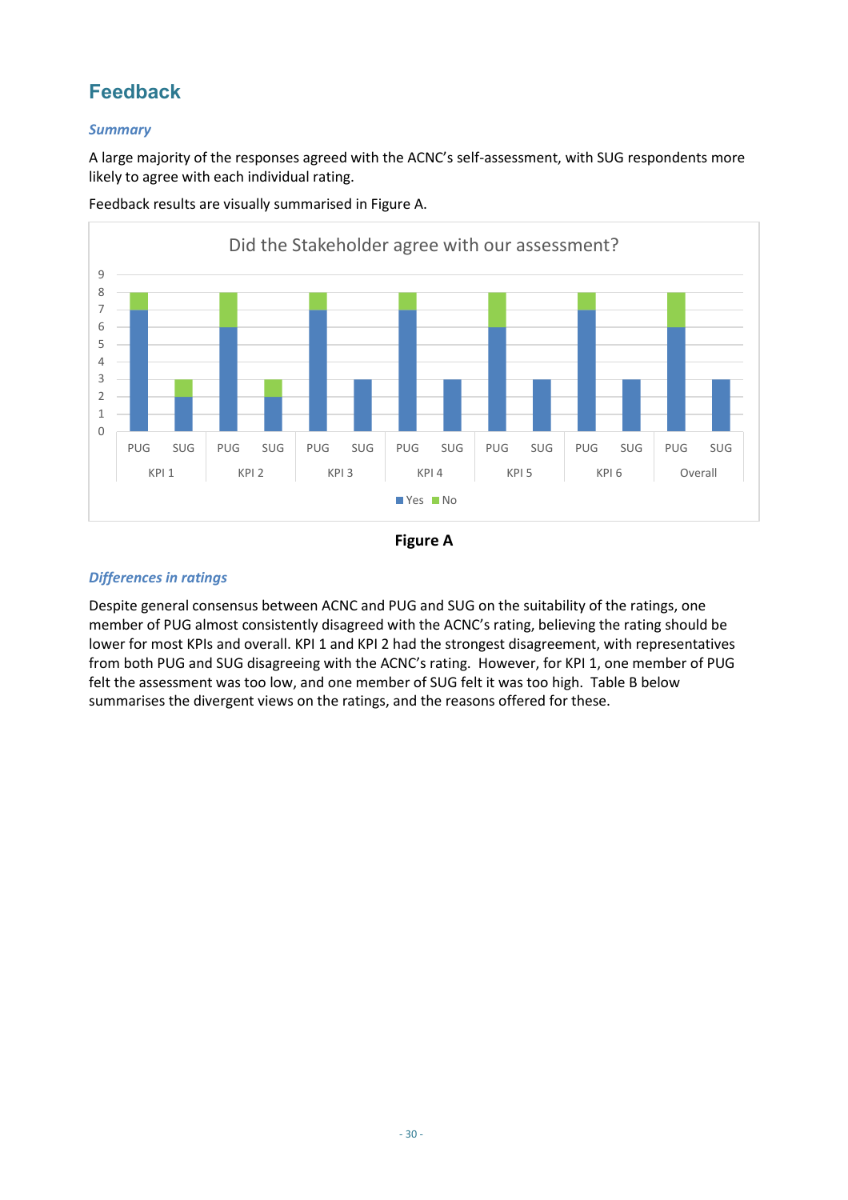## Feedback

### *Summary*

A large majority of the responses agreed with the ACNC's self-assessment, with SUG respondents more likely to agree with each individual rating.

Feedback results are visually summarised in Figure A.

**Figure A**

### *Differences in ratings*

Despite general consensus between ACNC and PUG and SUG on the suitability of the ratings, one member of PUG almost consistently disagreed with the ACNC's rating, believing the rating should be lower for most KPIs and overall. KPI 1 and KPI 2 had the strongest disagreement, with representatives from both PUG and SUG disagreeing with the ACNC's rating. However, for KPI 1, one member of PUG felt the assessment was too low, and one member of SUG felt it was too high. Table B below summarises the divergent views on the ratings, and the reasons offered for these.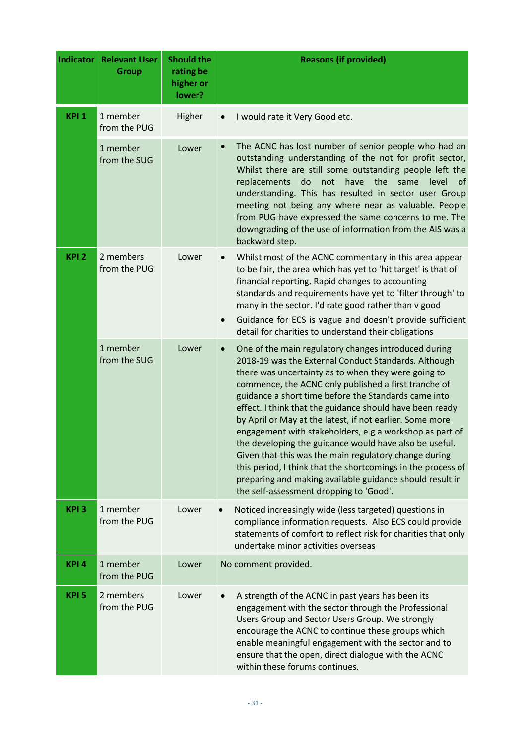| Indicator | Relevant User Group | Should the rating be higher or lower? | Reasons (if provided) |
|---|---|---|---|
| KPI 1 | 1 member from the PUG | Higher | • I would rate it Very Good etc. |
| | 1 member from the SUG | Lower | • The ACNC has lost number of senior people who had an outstanding understanding of the not for profit sector, Whilst there are still some outstanding people left the replacements do not have the same level of understanding. This has resulted in sector user Group meeting not being any where near as valuable. People from PUG have expressed the same concerns to me. The downgrading of the use of information from the AIS was a backward step. |
| KPI 2 | 2 members from the PUG | Lower | • Whilst most of the ACNC commentary in this area appear to be fair, the area which has yet to 'hit target' is that of financial reporting. Rapid changes to accounting standards and requirements have yet to 'filter through' to many in the sector. I'd rate good rather than v good<br>• Guidance for ECS is vague and doesn't provide sufficient detail for charities to understand their obligations |
| | 1 member from the SUG | Lower | • One of the main regulatory changes introduced during 2018-19 was the External Conduct Standards. Although there was uncertainty as to when they were going to commence, the ACNC only published a first tranche of guidance a short time before the Standards came into effect. I think that the guidance should have been ready by April or May at the latest, if not earlier. Some more engagement with stakeholders, e.g a workshop as part of the developing the guidance would have also be useful. Given that this was the main regulatory change during this period, I think that the shortcomings in the process of preparing and making available guidance should result in the self-assessment dropping to 'Good'. |
| KPI 3 | 1 member from the PUG | Lower | • Noticed increasingly wide (less targeted) questions in compliance information requests. Also ECS could provide statements of comfort to reflect risk for charities that only undertake minor activities overseas |
| KPI 4 | 1 member from the PUG | Lower | No comment provided. |
| KPI 5 | 2 members from the PUG | Lower | • A strength of the ACNC in past years has been its engagement with the sector through the Professional Users Group and Sector Users Group. We strongly encourage the ACNC to continue these groups which enable meaningful engagement with the sector and to ensure that the open, direct dialogue with the ACNC within these forums continues. |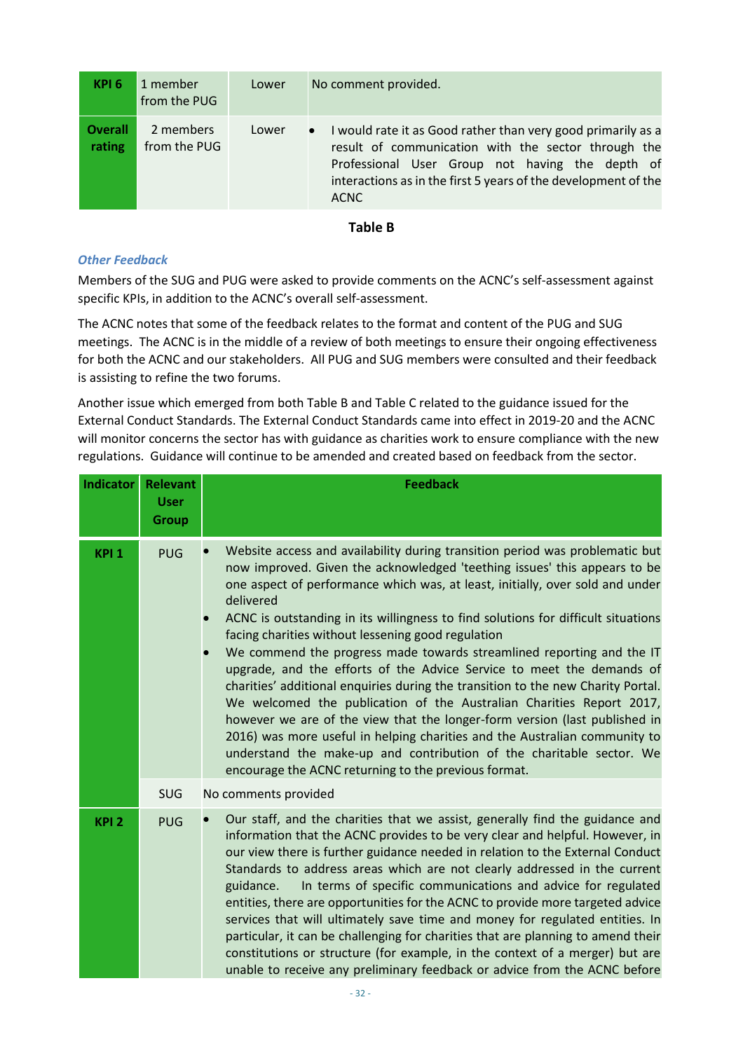| | | | |
|---|---|---|---|
| **KPI 6** | 1 member from the PUG | Lower | No comment provided. |
| **Overall rating** | 2 members from the PUG | Lower | • I would rate it as Good rather than very good primarily as a result of communication with the sector through the Professional User Group not having the depth of interactions as in the first 5 years of the development of the ACNC |

**Table B**

### *Other Feedback*

Members of the SUG and PUG were asked to provide comments on the ACNC's self-assessment against specific KPIs, in addition to the ACNC's overall self-assessment.

The ACNC notes that some of the feedback relates to the format and content of the PUG and SUG meetings. The ACNC is in the middle of a review of both meetings to ensure their ongoing effectiveness for both the ACNC and our stakeholders. All PUG and SUG members were consulted and their feedback is assisting to refine the two forums.

Another issue which emerged from both Table B and Table C related to the guidance issued for the External Conduct Standards. The External Conduct Standards came into effect in 2019-20 and the ACNC will monitor concerns the sector has with guidance as charities work to ensure compliance with the new regulations. Guidance will continue to be amended and created based on feedback from the sector.

| Indicator | Relevant User Group | Feedback |
|---|---|---|
| **KPI 1** | PUG | • Website access and availability during transition period was problematic but now improved. Given the acknowledged 'teething issues' this appears to be one aspect of performance which was, at least, initially, over sold and under delivered<br>• ACNC is outstanding in its willingness to find solutions for difficult situations facing charities without lessening good regulation<br>• We commend the progress made towards streamlined reporting and the IT upgrade, and the efforts of the Advice Service to meet the demands of charities' additional enquiries during the transition to the new Charity Portal. We welcomed the publication of the Australian Charities Report 2017, however we are of the view that the longer-form version (last published in 2016) was more useful in helping charities and the Australian community to understand the make-up and contribution of the charitable sector. We encourage the ACNC returning to the previous format. |
| | SUG | No comments provided |
| **KPI 2** | PUG | • Our staff, and the charities that we assist, generally find the guidance and information that the ACNC provides to be very clear and helpful. However, in our view there is further guidance needed in relation to the External Conduct Standards to address areas which are not clearly addressed in the current guidance. In terms of specific communications and advice for regulated entities, there are opportunities for the ACNC to provide more targeted advice services that will ultimately save time and money for regulated entities. In particular, it can be challenging for charities that are planning to amend their constitutions or structure (for example, in the context of a merger) but are unable to receive any preliminary feedback or advice from the ACNC before |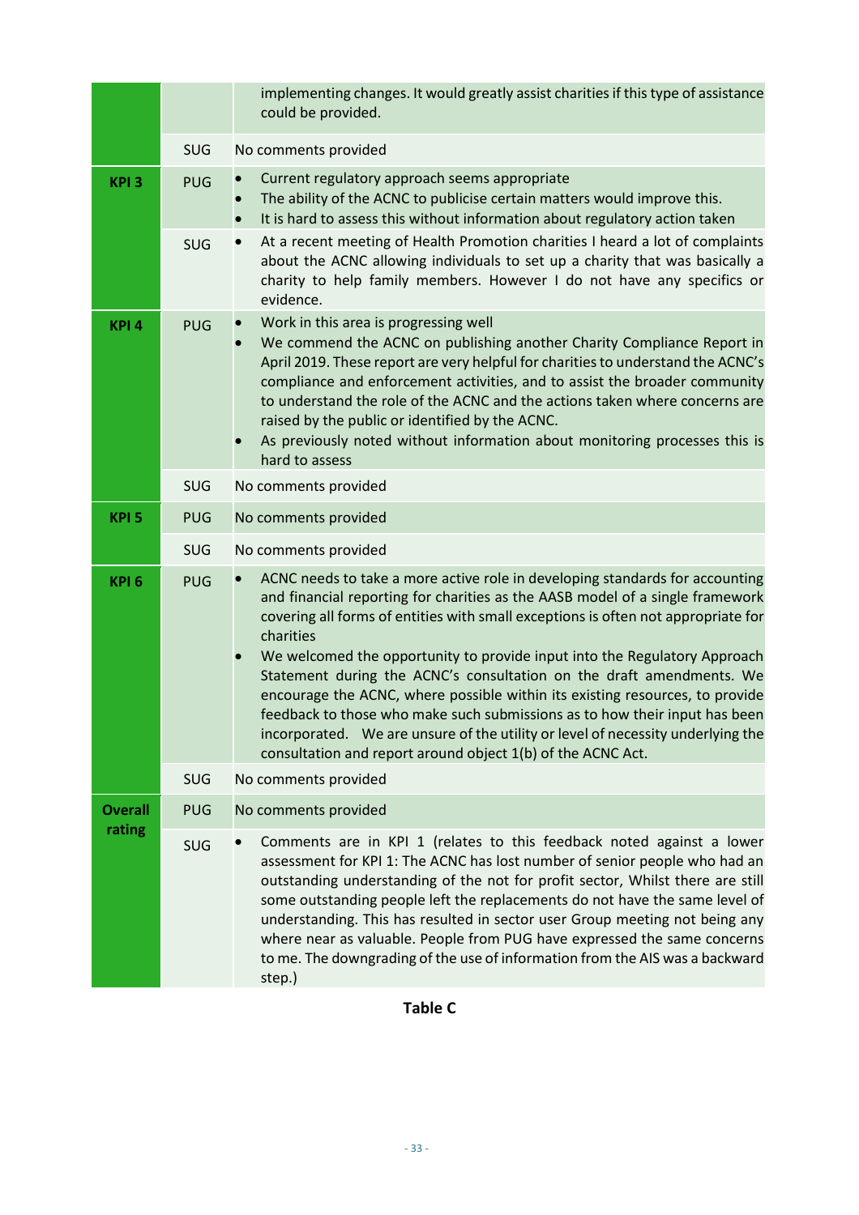| | | |
|---|---|---|
| | | implementing changes. It would greatly assist charities if this type of assistance could be provided. |
| | SUG | No comments provided |
| **KPI 3** | PUG | • Current regulatory approach seems appropriate<br>• The ability of the ACNC to publicise certain matters would improve this.<br>• It is hard to assess this without information about regulatory action taken |
| | SUG | • At a recent meeting of Health Promotion charities I heard a lot of complaints about the ACNC allowing individuals to set up a charity that was basically a charity to help family members. However I do not have any specifics or evidence. |
| **KPI 4** | PUG | • Work in this area is progressing well<br>• We commend the ACNC on publishing another Charity Compliance Report in April 2019. These report are very helpful for charities to understand the ACNC's compliance and enforcement activities, and to assist the broader community to understand the role of the ACNC and the actions taken where concerns are raised by the public or identified by the ACNC.<br>• As previously noted without information about monitoring processes this is hard to assess |
| | SUG | No comments provided |
| **KPI 5** | PUG | No comments provided |
| | SUG | No comments provided |
| **KPI 6** | PUG | • ACNC needs to take a more active role in developing standards for accounting and financial reporting for charities as the AASB model of a single framework covering all forms of entities with small exceptions is often not appropriate for charities<br>• We welcomed the opportunity to provide input into the Regulatory Approach Statement during the ACNC's consultation on the draft amendments. We encourage the ACNC, where possible within its existing resources, to provide feedback to those who make such submissions as to how their input has been incorporated. We are unsure of the utility or level of necessity underlying the consultation and report around object 1(b) of the ACNC Act. |
| | SUG | No comments provided |
| **Overall rating** | PUG | No comments provided |
| | SUG | • Comments are in KPI 1 (relates to this feedback noted against a lower assessment for KPI 1: The ACNC has lost number of senior people who had an outstanding understanding of the not for profit sector, Whilst there are still some outstanding people left the replacements do not have the same level of understanding. This has resulted in sector user Group meeting not being any where near as valuable. People from PUG have expressed the same concerns to me. The downgrading of the use of information from the AIS was a backward step.) |

**Table C**